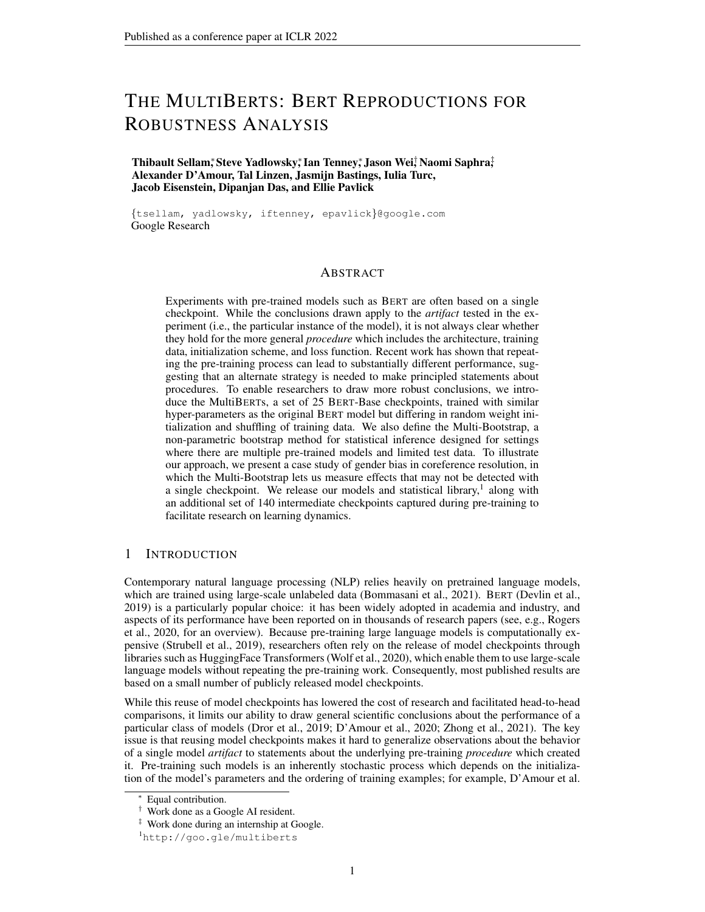# THE MULTIBERTS: BERT REPRODUCTIONS FOR ROBUSTNESS ANALYSIS

**Thibault Sellam[\*], Steve Yadlowsky[\*], Ian Tenney[\*], Jason Wei[†], Naomi Saphra[‡], Alexander D'Amour, Tal Linzen, Jasmijn Bastings, Iulia Turc, Jacob Eisenstein, Dipanjan Das, and Ellie Pavlick**

{tsellam, yadlowsky, iftenney, epavlick}@google.com
Google Research

## ABSTRACT

Experiments with pre-trained models such as BERT are often based on a single checkpoint. While the conclusions drawn apply to the *artifact* tested in the experiment (i.e., the particular instance of the model), it is not always clear whether they hold for the more general *procedure* which includes the architecture, training data, initialization scheme, and loss function. Recent work has shown that repeating the pre-training process can lead to substantially different performance, suggesting that an alternate strategy is needed to make principled statements about procedures. To enable researchers to draw more robust conclusions, we introduce the MultiBERTs, a set of 25 BERT-Base checkpoints, trained with similar hyper-parameters as the original BERT model but differing in random weight initialization and shuffling of training data. We also define the Multi-Bootstrap, a non-parametric bootstrap method for statistical inference designed for settings where there are multiple pre-trained models and limited test data. To illustrate our approach, we present a case study of gender bias in coreference resolution, in which the Multi-Bootstrap lets us measure effects that may not be detected with a single checkpoint. We release our models and statistical library,[1] along with an additional set of 140 intermediate checkpoints captured during pre-training to facilitate research on learning dynamics.

## 1 INTRODUCTION

Contemporary natural language processing (NLP) relies heavily on pretrained language models, which are trained using large-scale unlabeled data (Bommasani et al., 2021). BERT (Devlin et al., 2019) is a particularly popular choice: it has been widely adopted in academia and industry, and aspects of its performance have been reported on in thousands of research papers (see, e.g., Rogers et al., 2020, for an overview). Because pre-training large language models is computationally expensive (Strubell et al., 2019), researchers often rely on the release of model checkpoints through libraries such as HuggingFace Transformers (Wolf et al., 2020), which enable them to use large-scale language models without repeating the pre-training work. Consequently, most published results are based on a small number of publicly released model checkpoints.

While this reuse of model checkpoints has lowered the cost of research and facilitated head-to-head comparisons, it limits our ability to draw general scientific conclusions about the performance of a particular class of models (Dror et al., 2019; D'Amour et al., 2020; Zhong et al., 2021). The key issue is that reusing model checkpoints makes it hard to generalize observations about the behavior of a single model *artifact* to statements about the underlying pre-training *procedure* which created it. Pre-training such models is an inherently stochastic process which depends on the initialization of the model's parameters and the ordering of training examples; for example, D'Amour et al.

[\*] Equal contribution.

[†] Work done as a Google AI resident.

[‡] Work done during an internship at Google.

[1] http://goo.gle/multiberts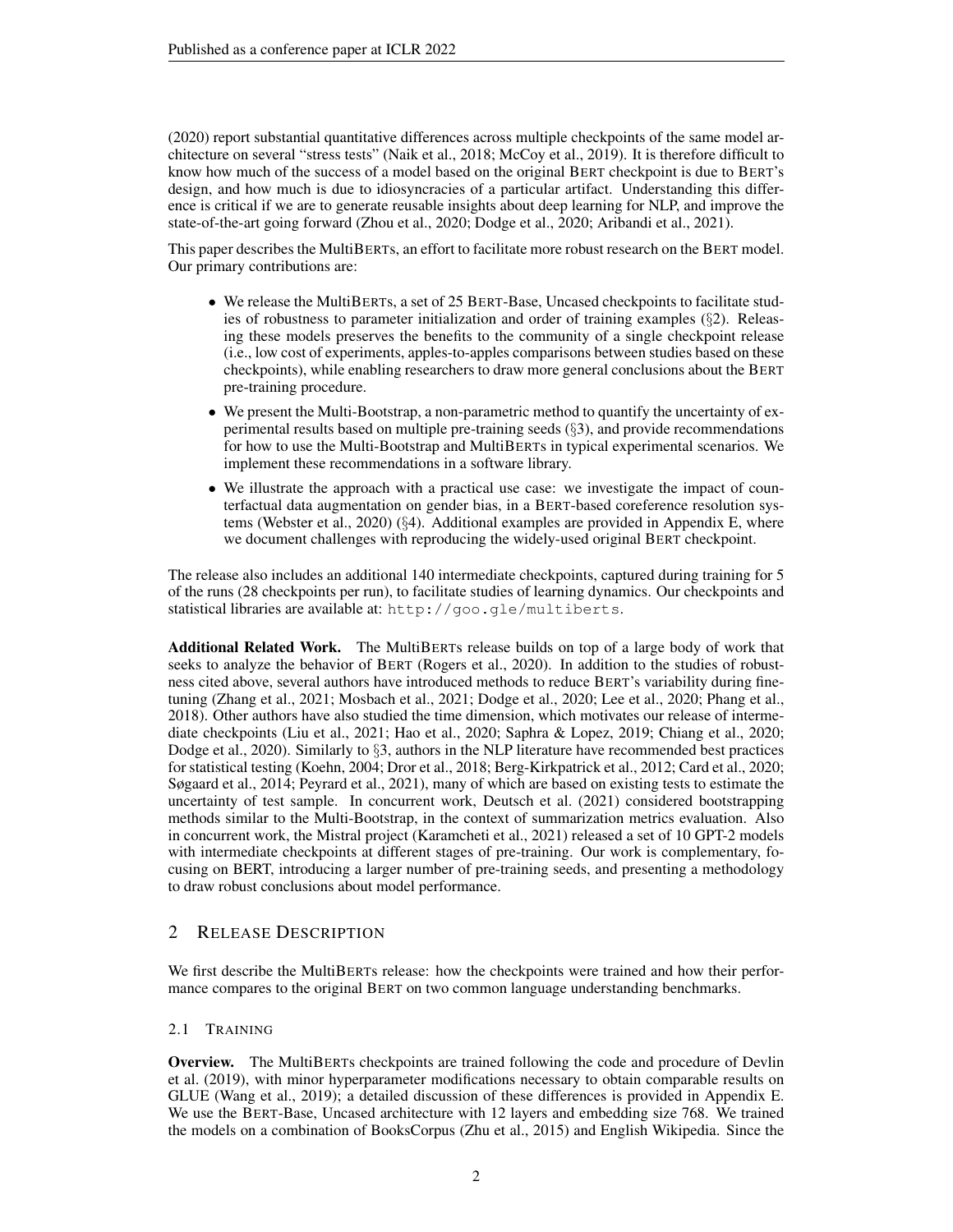(2020) report substantial quantitative differences across multiple checkpoints of the same model architecture on several "stress tests" (Naik et al., 2018; McCoy et al., 2019). It is therefore difficult to know how much of the success of a model based on the original BERT checkpoint is due to BERT's design, and how much is due to idiosyncracies of a particular artifact. Understanding this difference is critical if we are to generate reusable insights about deep learning for NLP, and improve the state-of-the-art going forward (Zhou et al., 2020; Dodge et al., 2020; Aribandi et al., 2021).

This paper describes the MultiBERTs, an effort to facilitate more robust research on the BERT model. Our primary contributions are:

- We release the MultiBERTs, a set of 25 BERT-Base, Uncased checkpoints to facilitate studies of robustness to parameter initialization and order of training examples (§2). Releasing these models preserves the benefits to the community of a single checkpoint release (i.e., low cost of experiments, apples-to-apples comparisons between studies based on these checkpoints), while enabling researchers to draw more general conclusions about the BERT pre-training procedure.
- We present the Multi-Bootstrap, a non-parametric method to quantify the uncertainty of experimental results based on multiple pre-training seeds (§3), and provide recommendations for how to use the Multi-Bootstrap and MultiBERTs in typical experimental scenarios. We implement these recommendations in a software library.
- We illustrate the approach with a practical use case: we investigate the impact of counterfactual data augmentation on gender bias, in a BERT-based coreference resolution systems (Webster et al., 2020) (§4). Additional examples are provided in Appendix E, where we document challenges with reproducing the widely-used original BERT checkpoint.

The release also includes an additional 140 intermediate checkpoints, captured during training for 5 of the runs (28 checkpoints per run), to facilitate studies of learning dynamics. Our checkpoints and statistical libraries are available at: `http://goo.gle/multiberts`.

**Additional Related Work.** The MultiBERTs release builds on top of a large body of work that seeks to analyze the behavior of BERT (Rogers et al., 2020). In addition to the studies of robustness cited above, several authors have introduced methods to reduce BERT's variability during fine-tuning (Zhang et al., 2021; Mosbach et al., 2021; Dodge et al., 2020; Lee et al., 2020; Phang et al., 2018). Other authors have also studied the time dimension, which motivates our release of intermediate checkpoints (Liu et al., 2021; Hao et al., 2020; Saphra & Lopez, 2019; Chiang et al., 2020; Dodge et al., 2020). Similarly to §3, authors in the NLP literature have recommended best practices for statistical testing (Koehn, 2004; Dror et al., 2018; Berg-Kirkpatrick et al., 2012; Card et al., 2020; Søgaard et al., 2014; Peyrard et al., 2021), many of which are based on existing tests to estimate the uncertainty of test sample. In concurrent work, Deutsch et al. (2021) considered bootstrapping methods similar to the Multi-Bootstrap, in the context of summarization metrics evaluation. Also in concurrent work, the Mistral project (Karamcheti et al., 2021) released a set of 10 GPT-2 models with intermediate checkpoints at different stages of pre-training. Our work is complementary, focusing on BERT, introducing a larger number of pre-training seeds, and presenting a methodology to draw robust conclusions about model performance.

## 2 Release Description

We first describe the MultiBERTs release: how the checkpoints were trained and how their performance compares to the original BERT on two common language understanding benchmarks.

### 2.1 Training

**Overview.** The MultiBERTs checkpoints are trained following the code and procedure of Devlin et al. (2019), with minor hyperparameter modifications necessary to obtain comparable results on GLUE (Wang et al., 2019); a detailed discussion of these differences is provided in Appendix E. We use the BERT-Base, Uncased architecture with 12 layers and embedding size 768. We trained the models on a combination of BooksCorpus (Zhu et al., 2015) and English Wikipedia. Since the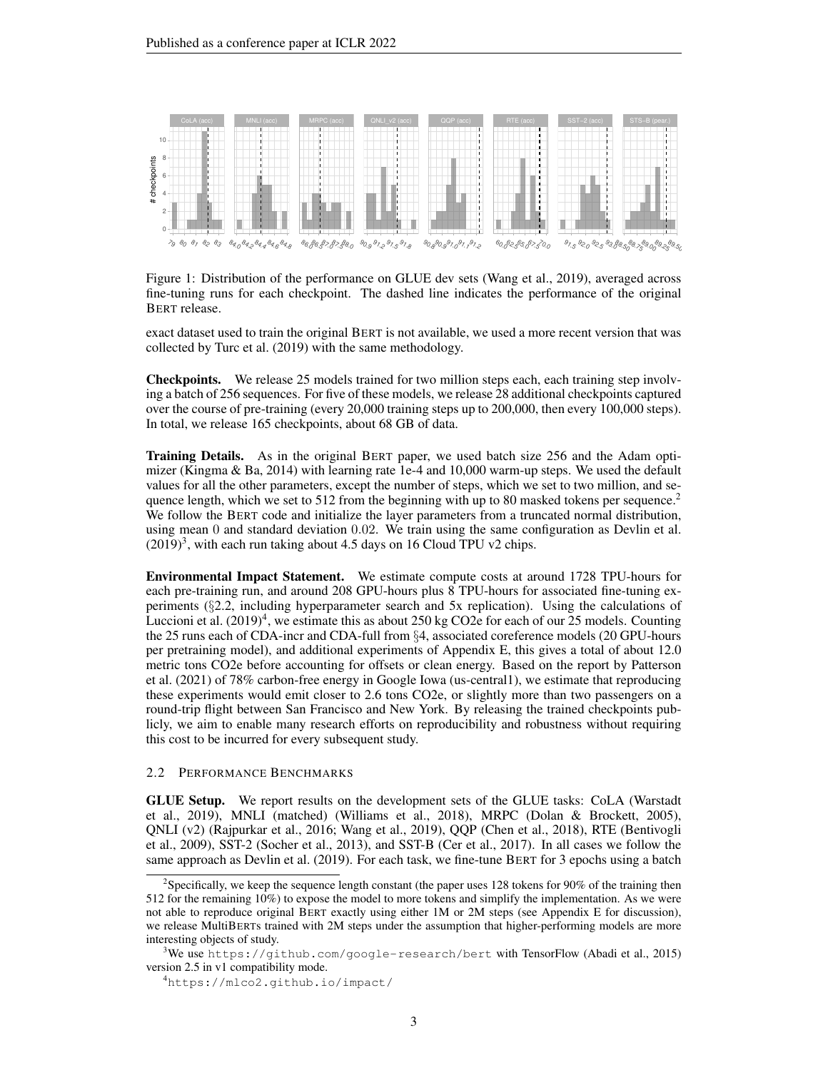Figure 1: Distribution of the performance on GLUE dev sets (Wang et al., 2019), averaged across fine-tuning runs for each checkpoint. The dashed line indicates the performance of the original BERT release.

exact dataset used to train the original BERT is not available, we used a more recent version that was collected by Turc et al. (2019) with the same methodology.

**Checkpoints.** We release 25 models trained for two million steps each, each training step involving a batch of 256 sequences. For five of these models, we release 28 additional checkpoints captured over the course of pre-training (every 20,000 training steps up to 200,000, then every 100,000 steps). In total, we release 165 checkpoints, about 68 GB of data.

**Training Details.** As in the original BERT paper, we used batch size 256 and the Adam optimizer (Kingma & Ba, 2014) with learning rate 1e-4 and 10,000 warm-up steps. We used the default values for all the other parameters, except the number of steps, which we set to two million, and sequence length, which we set to 512 from the beginning with up to 80 masked tokens per sequence.[2] We follow the BERT code and initialize the layer parameters from a truncated normal distribution, using mean 0 and standard deviation 0.02. We train using the same configuration as Devlin et al. (2019)[3], with each run taking about 4.5 days on 16 Cloud TPU v2 chips.

**Environmental Impact Statement.** We estimate compute costs at around 1728 TPU-hours for each pre-training run, and around 208 GPU-hours plus 8 TPU-hours for associated fine-tuning experiments (§2.2, including hyperparameter search and 5x replication). Using the calculations of Luccioni et al. (2019)[4], we estimate this as about 250 kg CO2e for each of our 25 models. Counting the 25 runs each of CDA-incr and CDA-full from §4, associated coreference models (20 GPU-hours per pretraining model), and additional experiments of Appendix E, this gives a total of about 12.0 metric tons CO2e before accounting for offsets or clean energy. Based on the report by Patterson et al. (2021) of 78% carbon-free energy in Google Iowa (us-central1), we estimate that reproducing these experiments would emit closer to 2.6 tons CO2e, or slightly more than two passengers on a round-trip flight between San Francisco and New York. By releasing the trained checkpoints publicly, we aim to enable many research efforts on reproducibility and robustness without requiring this cost to be incurred for every subsequent study.

### 2.2 Performance Benchmarks

**GLUE Setup.** We report results on the development sets of the GLUE tasks: CoLA (Warstadt et al., 2019), MNLI (matched) (Williams et al., 2018), MRPC (Dolan & Brockett, 2005), QNLI (v2) (Rajpurkar et al., 2016; Wang et al., 2019), QQP (Chen et al., 2018), RTE (Bentivogli et al., 2009), SST-2 (Socher et al., 2013), and SST-B (Cer et al., 2017). In all cases we follow the same approach as Devlin et al. (2019). For each task, we fine-tune BERT for 3 epochs using a batch

[2] Specifically, we keep the sequence length constant (the paper uses 128 tokens for 90% of the training then 512 for the remaining 10%) to expose the model to more tokens and simplify the implementation. As we were not able to reproduce original BERT exactly using either 1M or 2M steps (see Appendix E for discussion), we release MultiBERTs trained with 2M steps under the assumption that higher-performing models are more interesting objects of study.

[3] We use `https://github.com/google-research/bert` with TensorFlow (Abadi et al., 2015) version 2.5 in v1 compatibility mode.

[4] `https://mlco2.github.io/impact/`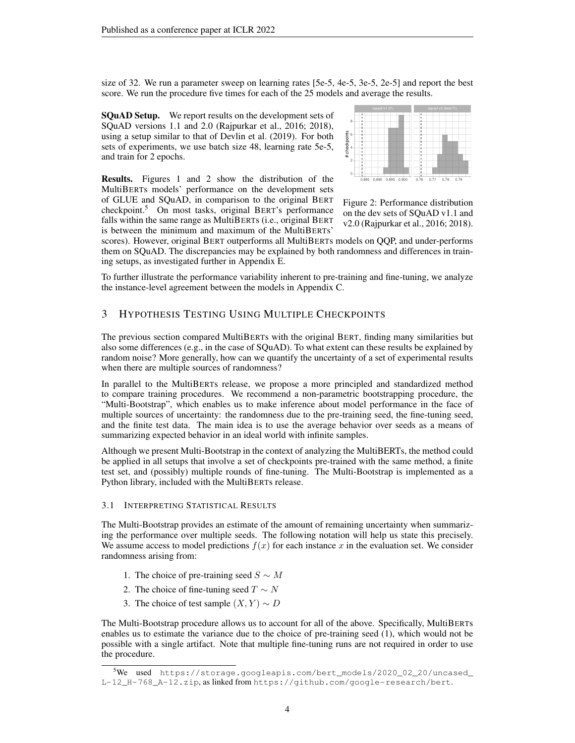size of 32. We run a parameter sweep on learning rates [5e-5, 4e-5, 3e-5, 2e-5] and report the best score. We run the procedure five times for each of the 25 models and average the results.

**SQuAD Setup.** We report results on the development sets of SQuAD versions 1.1 and 2.0 (Rajpurkar et al., 2016; 2018), using a setup similar to that of Devlin et al. (2019). For both sets of experiments, we use batch size 48, learning rate 5e-5, and train for 2 epochs.

Figure 2: Performance distribution on the dev sets of SQuAD v1.1 and v2.0 (Rajpurkar et al., 2016; 2018).

**Results.** Figures 1 and 2 show the distribution of the MultiBERTs models' performance on the development sets of GLUE and SQuAD, in comparison to the original BERT checkpoint.[5] On most tasks, original BERT's performance falls within the same range as MultiBERTs (i.e., original BERT is between the minimum and maximum of the MultiBERTs' scores). However, original BERT outperforms all MultiBERTs models on QQP, and under-performs them on SQuAD. The discrepancies may be explained by both randomness and differences in training setups, as investigated further in Appendix E.

To further illustrate the performance variability inherent to pre-training and fine-tuning, we analyze the instance-level agreement between the models in Appendix C.

## 3 Hypothesis Testing Using Multiple Checkpoints

The previous section compared MultiBERTs with the original BERT, finding many similarities but also some differences (e.g., in the case of SQuAD). To what extent can these results be explained by random noise? More generally, how can we quantify the uncertainty of a set of experimental results when there are multiple sources of randomness?

In parallel to the MultiBERTs release, we propose a more principled and standardized method to compare training procedures. We recommend a non-parametric bootstrapping procedure, the "Multi-Bootstrap", which enables us to make inference about model performance in the face of multiple sources of uncertainty: the randomness due to the pre-training seed, the fine-tuning seed, and the finite test data. The main idea is to use the average behavior over seeds as a means of summarizing expected behavior in an ideal world with infinite samples.

Although we present Multi-Bootstrap in the context of analyzing the MultiBERTs, the method could be applied in all setups that involve a set of checkpoints pre-trained with the same method, a finite test set, and (possibly) multiple rounds of fine-tuning. The Multi-Bootstrap is implemented as a Python library, included with the MultiBERTs release.

### 3.1 Interpreting Statistical Results

The Multi-Bootstrap provides an estimate of the amount of remaining uncertainty when summarizing the performance over multiple seeds. The following notation will help us state this precisely. We assume access to model predictions $f(x)$ for each instance $x$ in the evaluation set. We consider randomness arising from:

1. The choice of pre-training seed $S \sim M$
2. The choice of fine-tuning seed $T \sim N$
3. The choice of test sample $(X, Y) \sim D$

The Multi-Bootstrap procedure allows us to account for all of the above. Specifically, MultiBERTs enables us to estimate the variance due to the choice of pre-training seed (1), which would not be possible with a single artifact. Note that multiple fine-tuning runs are not required in order to use the procedure.

[5] We used `https://storage.googleapis.com/bert_models/2020_02_20/uncased_L-12_H-768_A-12.zip`, as linked from `https://github.com/google-research/bert`.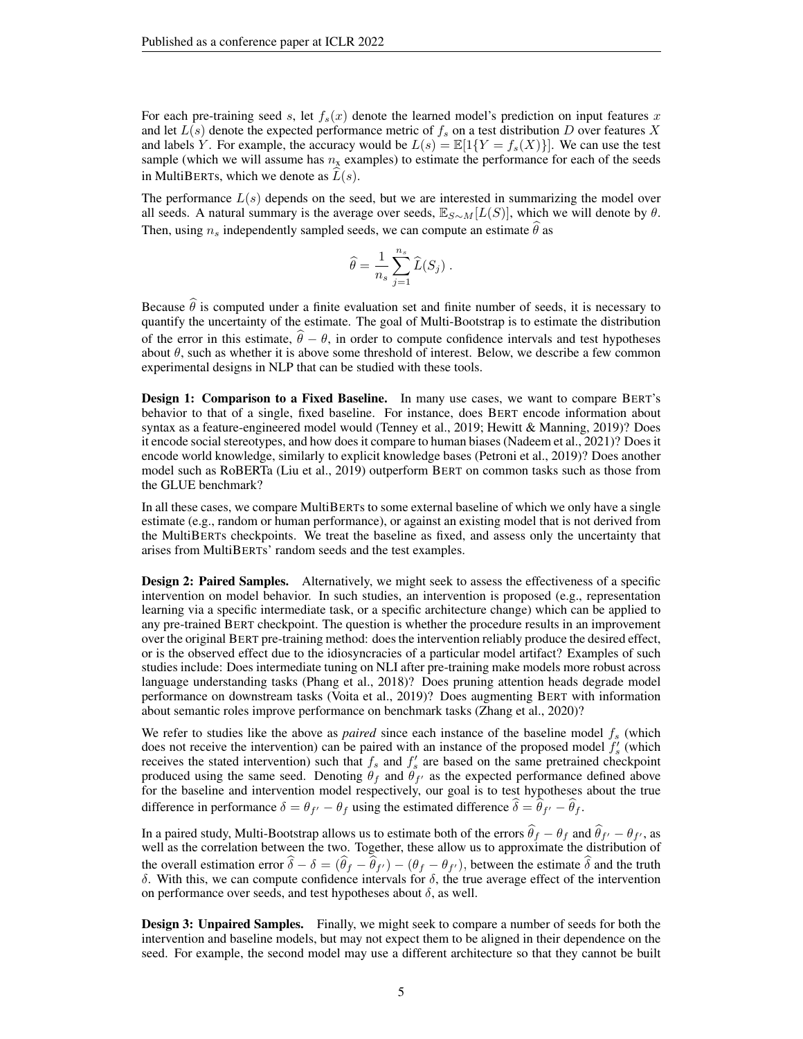For each pre-training seed $s$, let $f_s(x)$ denote the learned model's prediction on input features $x$ and let $L(s)$ denote the expected performance metric of $f_s$ on a test distribution $D$ over features $X$ and labels $Y$. For example, the accuracy would be $L(s) = \mathbb{E}[1\{Y = f_s(X)\}]$. We can use the test sample (which we will assume has $n_x$ examples) to estimate the performance for each of the seeds in MultiBERTs, which we denote as $\widehat{L}(s)$.

The performance $L(s)$ depends on the seed, but we are interested in summarizing the model over all seeds. A natural summary is the average over seeds, $\mathbb{E}_{S\sim M}[L(S)]$, which we will denote by $\theta$. Then, using $n_s$ independently sampled seeds, we can compute an estimate $\widehat{\theta}$ as

$$\widehat{\theta} = \frac{1}{n_s} \sum_{j=1}^{n_s} \widehat{L}(S_j) \ .$$

Because $\widehat{\theta}$ is computed under a finite evaluation set and finite number of seeds, it is necessary to quantify the uncertainty of the estimate. The goal of Multi-Bootstrap is to estimate the distribution of the error in this estimate, $\widehat{\theta} - \theta$, in order to compute confidence intervals and test hypotheses about $\theta$, such as whether it is above some threshold of interest. Below, we describe a few common experimental designs in NLP that can be studied with these tools.

**Design 1: Comparison to a Fixed Baseline.** In many use cases, we want to compare BERT's behavior to that of a single, fixed baseline. For instance, does BERT encode information about syntax as a feature-engineered model would (Tenney et al., 2019; Hewitt & Manning, 2019)? Does it encode social stereotypes, and how does it compare to human biases (Nadeem et al., 2021)? Does it encode world knowledge, similarly to explicit knowledge bases (Petroni et al., 2019)? Does another model such as RoBERTa (Liu et al., 2019) outperform BERT on common tasks such as those from the GLUE benchmark?

In all these cases, we compare MultiBERTs to some external baseline of which we only have a single estimate (e.g., random or human performance), or against an existing model that is not derived from the MultiBERTs checkpoints. We treat the baseline as fixed, and assess only the uncertainty that arises from MultiBERTs' random seeds and the test examples.

**Design 2: Paired Samples.** Alternatively, we might seek to assess the effectiveness of a specific intervention on model behavior. In such studies, an intervention is proposed (e.g., representation learning via a specific intermediate task, or a specific architecture change) which can be applied to any pre-trained BERT checkpoint. The question is whether the procedure results in an improvement over the original BERT pre-training method: does the intervention reliably produce the desired effect, or is the observed effect due to the idiosyncracies of a particular model artifact? Examples of such studies include: Does intermediate tuning on NLI after pre-training make models more robust across language understanding tasks (Phang et al., 2018)? Does pruning attention heads degrade model performance on downstream tasks (Voita et al., 2019)? Does augmenting BERT with information about semantic roles improve performance on benchmark tasks (Zhang et al., 2020)?

We refer to studies like the above as *paired* since each instance of the baseline model $f_s$ (which does not receive the intervention) can be paired with an instance of the proposed model $f'_s$ (which receives the stated intervention) such that $f_s$ and $f'_s$ are based on the same pretrained checkpoint produced using the same seed. Denoting $\theta_f$ and $\theta_{f'}$ as the expected performance defined above for the baseline and intervention model respectively, our goal is to test hypotheses about the true difference in performance $\delta = \theta_{f'} - \theta_f$ using the estimated difference $\widehat{\delta} = \widehat{\theta}_{f'} - \widehat{\theta}_f$.

In a paired study, Multi-Bootstrap allows us to estimate both of the errors $\widehat{\theta}_f - \theta_f$ and $\widehat{\theta}_{f'} - \theta_{f'}$, as well as the correlation between the two. Together, these allow us to approximate the distribution of the overall estimation error $\widehat{\delta} - \delta = (\widehat{\theta}_f - \widehat{\theta}_{f'}) - (\theta_f - \theta_{f'})$, between the estimate $\widehat{\delta}$ and the truth $\delta$. With this, we can compute confidence intervals for $\delta$, the true average effect of the intervention on performance over seeds, and test hypotheses about $\delta$, as well.

**Design 3: Unpaired Samples.** Finally, we might seek to compare a number of seeds for both the intervention and baseline models, but may not expect them to be aligned in their dependence on the seed. For example, the second model may use a different architecture so that they cannot be built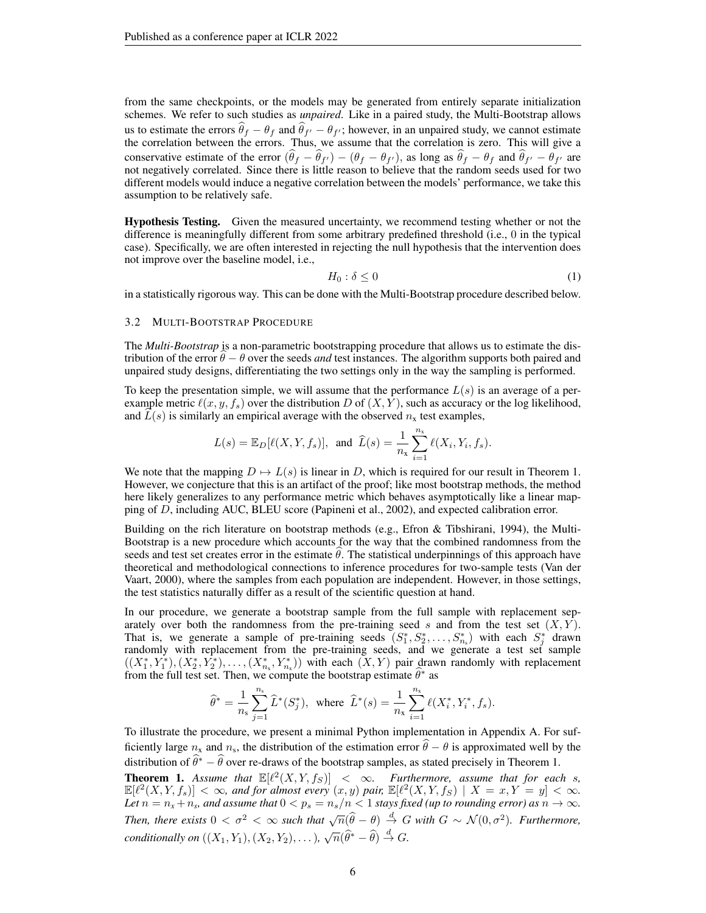from the same checkpoints, or the models may be generated from entirely separate initialization schemes. We refer to such studies as *unpaired*. Like in a paired study, the Multi-Bootstrap allows us to estimate the errors $\widehat{\theta}_f - \theta_f$ and $\widehat{\theta}_{f'} - \theta_{f'}$; however, in an unpaired study, we cannot estimate the correlation between the errors. Thus, we assume that the correlation is zero. This will give a conservative estimate of the error $(\widehat{\theta}_f - \widehat{\theta}_{f'}) - (\theta_f - \theta_{f'})$, as long as $\widehat{\theta}_f - \theta_f$ and $\widehat{\theta}_{f'} - \theta_{f'}$ are not negatively correlated. Since there is little reason to believe that the random seeds used for two different models would induce a negative correlation between the models' performance, we take this assumption to be relatively safe.

**Hypothesis Testing.** Given the measured uncertainty, we recommend testing whether or not the difference is meaningfully different from some arbitrary predefined threshold (i.e., 0 in the typical case). Specifically, we are often interested in rejecting the null hypothesis that the intervention does not improve over the baseline model, i.e.,

$$H_0 : \delta \leq 0 \tag{1}$$

in a statistically rigorous way. This can be done with the Multi-Bootstrap procedure described below.

### 3.2 Multi-Bootstrap Procedure

The ***Multi-Bootstrap*** is a non-parametric bootstrapping procedure that allows us to estimate the distribution of the error $\widehat{\theta} - \theta$ over the seeds *and* test instances. The algorithm supports both paired and unpaired study designs, differentiating the two settings only in the way the sampling is performed.

To keep the presentation simple, we will assume that the performance $L(s)$ is an average of a per-example metric $\ell(x, y, f_s)$ over the distribution $D$ of $(X, Y)$, such as accuracy or the log likelihood, and $\widehat{L}(s)$ is similarly an empirical average with the observed $n_{\mathrm{x}}$ test examples,

$$L(s) = \mathbb{E}_D[\ell(X, Y, f_s)], \text{ and } \widehat{L}(s) = \frac{1}{n_{\mathrm{x}}} \sum_{i=1}^{n_{\mathrm{x}}} \ell(X_i, Y_i, f_s).$$

We note that the mapping $D \mapsto L(s)$ is linear in $D$, which is required for our result in Theorem 1. However, we conjecture that this is an artifact of the proof; like most bootstrap methods, the method here likely generalizes to any performance metric which behaves asymptotically like a linear mapping of $D$, including AUC, BLEU score (Papineni et al., 2002), and expected calibration error.

Building on the rich literature on bootstrap methods (e.g., Efron & Tibshirani, 1994), the Multi-Bootstrap is a new procedure which accounts for the way that the combined randomness from the seeds and test set creates error in the estimate $\widehat{\theta}$. The statistical underpinnings of this approach have theoretical and methodological connections to inference procedures for two-sample tests (Van der Vaart, 2000), where the samples from each population are independent. However, in those settings, the test statistics naturally differ as a result of the scientific question at hand.

In our procedure, we generate a bootstrap sample from the full sample with replacement separately over both the randomness from the pre-training seed $s$ and from the test set $(X, Y)$. That is, we generate a sample of pre-training seeds $(S_1^*, S_2^*, \ldots, S_{n_{\mathrm{s}}}^*)$ with each $S_j^*$ drawn randomly with replacement from the pre-training seeds, and we generate a test set sample $((X_1^*, Y_1^*), (X_2^*, Y_2^*), \ldots, (X_{n_{\mathrm{x}}}^*, Y_{n_{\mathrm{x}}}^*))$ with each $(X, Y)$ pair drawn randomly with replacement from the full test set. Then, we compute the bootstrap estimate $\widehat{\theta}^*$ as

$$\widehat{\theta}^* = \frac{1}{n_{\mathrm{s}}} \sum_{j=1}^{n_{\mathrm{s}}} \widehat{L}^*(S_j^*), \text{ where } \widehat{L}^*(s) = \frac{1}{n_{\mathrm{x}}} \sum_{i=1}^{n_{\mathrm{x}}} \ell(X_i^*, Y_i^*, f_s).$$

To illustrate the procedure, we present a minimal Python implementation in Appendix A. For sufficiently large $n_{\mathrm{x}}$ and $n_{\mathrm{s}}$, the distribution of the estimation error $\widehat{\theta} - \theta$ is approximated well by the distribution of $\widehat{\theta}^* - \widehat{\theta}$ over re-draws of the bootstrap samples, as stated precisely in Theorem 1.

**Theorem 1.** *Assume that $\mathbb{E}[\ell^2(X, Y, f_S)] < \infty$. Furthermore, assume that for each $s$, $\mathbb{E}[\ell^2(X, Y, f_s)] < \infty$, and for almost every $(x, y)$ pair, $\mathbb{E}[\ell^2(X, Y, f_S) \mid X = x, Y = y] < \infty$. Let $n = n_{\mathrm{x}} + n_{\mathrm{s}}$, and assume that $0 < p_s = n_{\mathrm{s}}/n < 1$ stays fixed (up to rounding error) as $n \to \infty$. Then, there exists $0 < \sigma^2 < \infty$ such that $\sqrt{n}(\widehat{\theta} - \theta) \xrightarrow{d} G$ with $G \sim \mathcal{N}(0, \sigma^2)$. Furthermore, conditionally on $((X_1, Y_1), (X_2, Y_2), \ldots)$, $\sqrt{n}(\widehat{\theta}^* - \widehat{\theta}) \xrightarrow{d} G$.*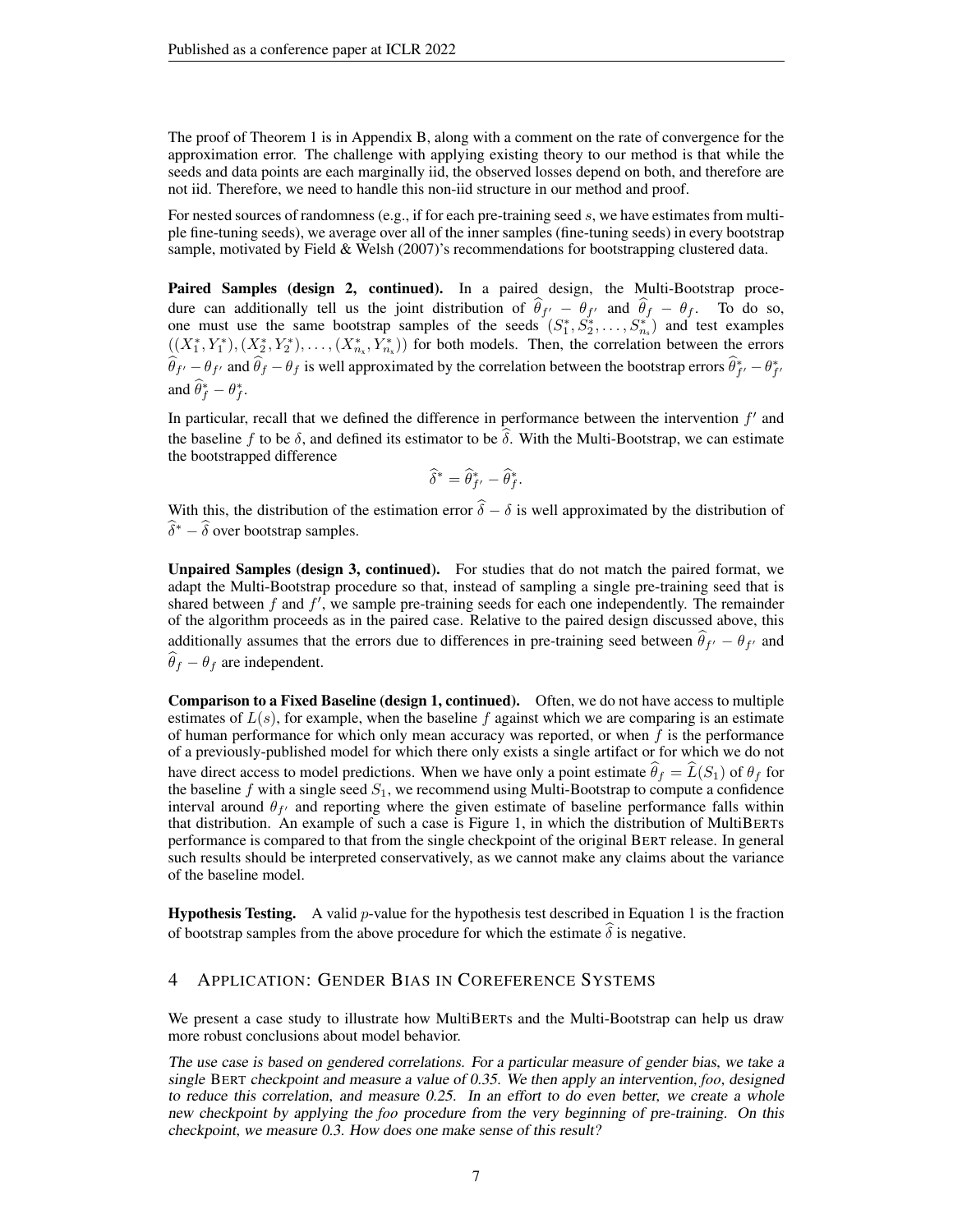The proof of Theorem 1 is in Appendix B, along with a comment on the rate of convergence for the approximation error. The challenge with applying existing theory to our method is that while the seeds and data points are each marginally iid, the observed losses depend on both, and therefore are not iid. Therefore, we need to handle this non-iid structure in our method and proof.

For nested sources of randomness (e.g., if for each pre-training seed $s$, we have estimates from multiple fine-tuning seeds), we average over all of the inner samples (fine-tuning seeds) in every bootstrap sample, motivated by Field & Welsh (2007)'s recommendations for bootstrapping clustered data.

**Paired Samples (design 2, continued).** In a paired design, the Multi-Bootstrap procedure can additionally tell us the joint distribution of $\widehat{\theta}_{f'} - \theta_{f'}$ and $\widehat{\theta}_f - \theta_f$. To do so, one must use the same bootstrap samples of the seeds $(S_1^*, S_2^*, \ldots, S_{n_s}^*)$ and test examples $((X_1^*, Y_1^*), (X_2^*, Y_2^*), \ldots, (X_{n_x}^*, Y_{n_x}^*))$ for both models. Then, the correlation between the errors $\widehat{\theta}_{f'} - \theta_{f'}$ and $\widehat{\theta}_f - \theta_f$ is well approximated by the correlation between the bootstrap errors $\widehat{\theta}_{f'}^* - \theta_{f'}^*$ and $\widehat{\theta}_f^* - \theta_f^*$.

In particular, recall that we defined the difference in performance between the intervention $f'$ and the baseline $f$ to be $\delta$, and defined its estimator to be $\widehat{\delta}$. With the Multi-Bootstrap, we can estimate the bootstrapped difference

$$\widehat{\delta}^* = \widehat{\theta}_{f'}^* - \widehat{\theta}_f^*.$$

With this, the distribution of the estimation error $\widehat{\delta} - \delta$ is well approximated by the distribution of $\widehat{\delta}^* - \widehat{\delta}$ over bootstrap samples.

**Unpaired Samples (design 3, continued).** For studies that do not match the paired format, we adapt the Multi-Bootstrap procedure so that, instead of sampling a single pre-training seed that is shared between $f$ and $f'$, we sample pre-training seeds for each one independently. The remainder of the algorithm proceeds as in the paired case. Relative to the paired design discussed above, this additionally assumes that the errors due to differences in pre-training seed between $\widehat{\theta}_{f'} - \theta_{f'}$ and $\widehat{\theta}_f - \theta_f$ are independent.

**Comparison to a Fixed Baseline (design 1, continued).** Often, we do not have access to multiple estimates of $L(s)$, for example, when the baseline $f$ against which we are comparing is an estimate of human performance for which only mean accuracy was reported, or when $f$ is the performance of a previously-published model for which there only exists a single artifact or for which we do not have direct access to model predictions. When we have only a point estimate $\widehat{\theta}_f = \widehat{L}(S_1)$ of $\theta_f$ for the baseline $f$ with a single seed $S_1$, we recommend using Multi-Bootstrap to compute a confidence interval around $\theta_{f'}$ and reporting where the given estimate of baseline performance falls within that distribution. An example of such a case is Figure 1, in which the distribution of MultiBERTs performance is compared to that from the single checkpoint of the original BERT release. In general such results should be interpreted conservatively, as we cannot make any claims about the variance of the baseline model.

**Hypothesis Testing.** A valid $p$-value for the hypothesis test described in Equation 1 is the fraction of bootstrap samples from the above procedure for which the estimate $\widehat{\delta}$ is negative.

## 4 APPLICATION: GENDER BIAS IN COREFERENCE SYSTEMS

We present a case study to illustrate how MultiBERTs and the Multi-Bootstrap can help us draw more robust conclusions about model behavior.

*The use case is based on gendered correlations. For a particular measure of gender bias, we take a single BERT checkpoint and measure a value of 0.35. We then apply an intervention, foo, designed to reduce this correlation, and measure 0.25. In an effort to do even better, we create a whole new checkpoint by applying the foo procedure from the very beginning of pre-training. On this checkpoint, we measure 0.3. How does one make sense of this result?*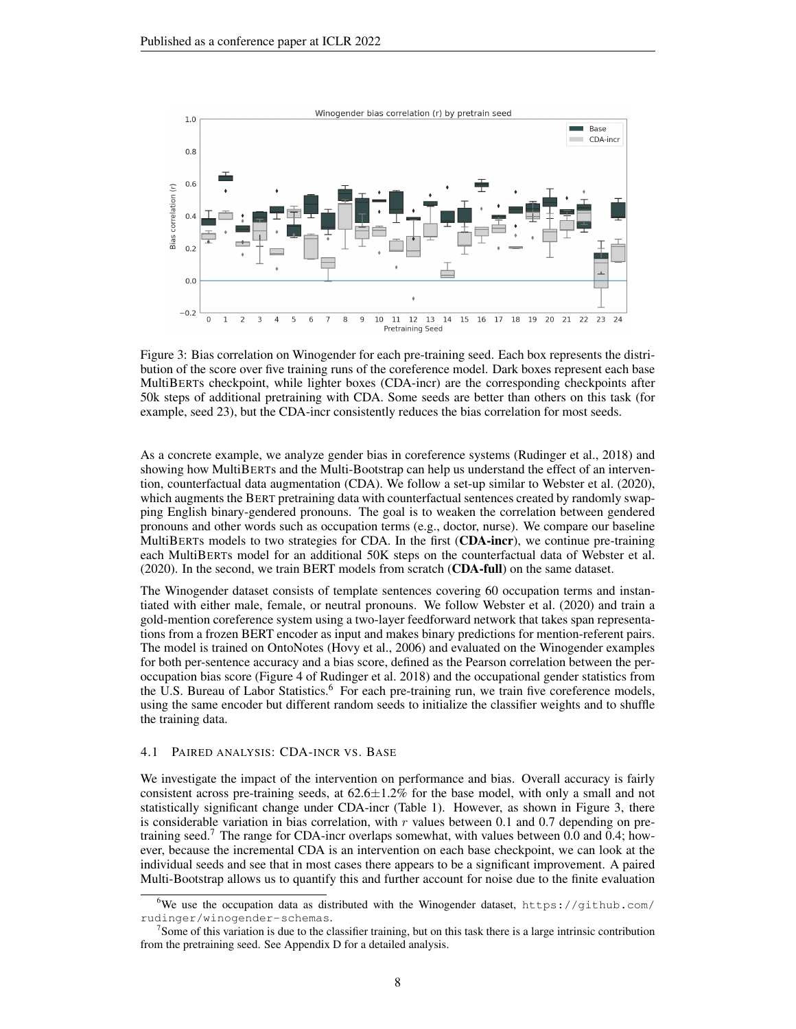Figure 3: Bias correlation on Winogender for each pre-training seed. Each box represents the distribution of the score over five training runs of the coreference model. Dark boxes represent each base MultiBERTs checkpoint, while lighter boxes (CDA-incr) are the corresponding checkpoints after 50k steps of additional pretraining with CDA. Some seeds are better than others on this task (for example, seed 23), but the CDA-incr consistently reduces the bias correlation for most seeds.

As a concrete example, we analyze gender bias in coreference systems (Rudinger et al., 2018) and showing how MultiBERTs and the Multi-Bootstrap can help us understand the effect of an intervention, counterfactual data augmentation (CDA). We follow a set-up similar to Webster et al. (2020), which augments the BERT pretraining data with counterfactual sentences created by randomly swapping English binary-gendered pronouns. The goal is to weaken the correlation between gendered pronouns and other words such as occupation terms (e.g., doctor, nurse). We compare our baseline MultiBERTs models to two strategies for CDA. In the first (**CDA-incr**), we continue pre-training each MultiBERTs model for an additional 50K steps on the counterfactual data of Webster et al. (2020). In the second, we train BERT models from scratch (**CDA-full**) on the same dataset.

The Winogender dataset consists of template sentences covering 60 occupation terms and instantiated with either male, female, or neutral pronouns. We follow Webster et al. (2020) and train a gold-mention coreference system using a two-layer feedforward network that takes span representations from a frozen BERT encoder as input and makes binary predictions for mention-referent pairs. The model is trained on OntoNotes (Hovy et al., 2006) and evaluated on the Winogender examples for both per-sentence accuracy and a bias score, defined as the Pearson correlation between the per-occupation bias score (Figure 4 of Rudinger et al. 2018) and the occupational gender statistics from the U.S. Bureau of Labor Statistics.[6] For each pre-training run, we train five coreference models, using the same encoder but different random seeds to initialize the classifier weights and to shuffle the training data.

### 4.1 Paired analysis: CDA-incr vs. Base

We investigate the impact of the intervention on performance and bias. Overall accuracy is fairly consistent across pre-training seeds, at $62.6\pm1.2\%$ for the base model, with only a small and not statistically significant change under CDA-incr (Table 1). However, as shown in Figure 3, there is considerable variation in bias correlation, with $r$ values between 0.1 and 0.7 depending on pre-training seed.[7] The range for CDA-incr overlaps somewhat, with values between 0.0 and 0.4; however, because the incremental CDA is an intervention on each base checkpoint, we can look at the individual seeds and see that in most cases there appears to be a significant improvement. A paired Multi-Bootstrap allows us to quantify this and further account for noise due to the finite evaluation

[6] We use the occupation data as distributed with the Winogender dataset, https://github.com/rudinger/winogender-schemas.

[7] Some of this variation is due to the classifier training, but on this task there is a large intrinsic contribution from the pretraining seed. See Appendix D for a detailed analysis.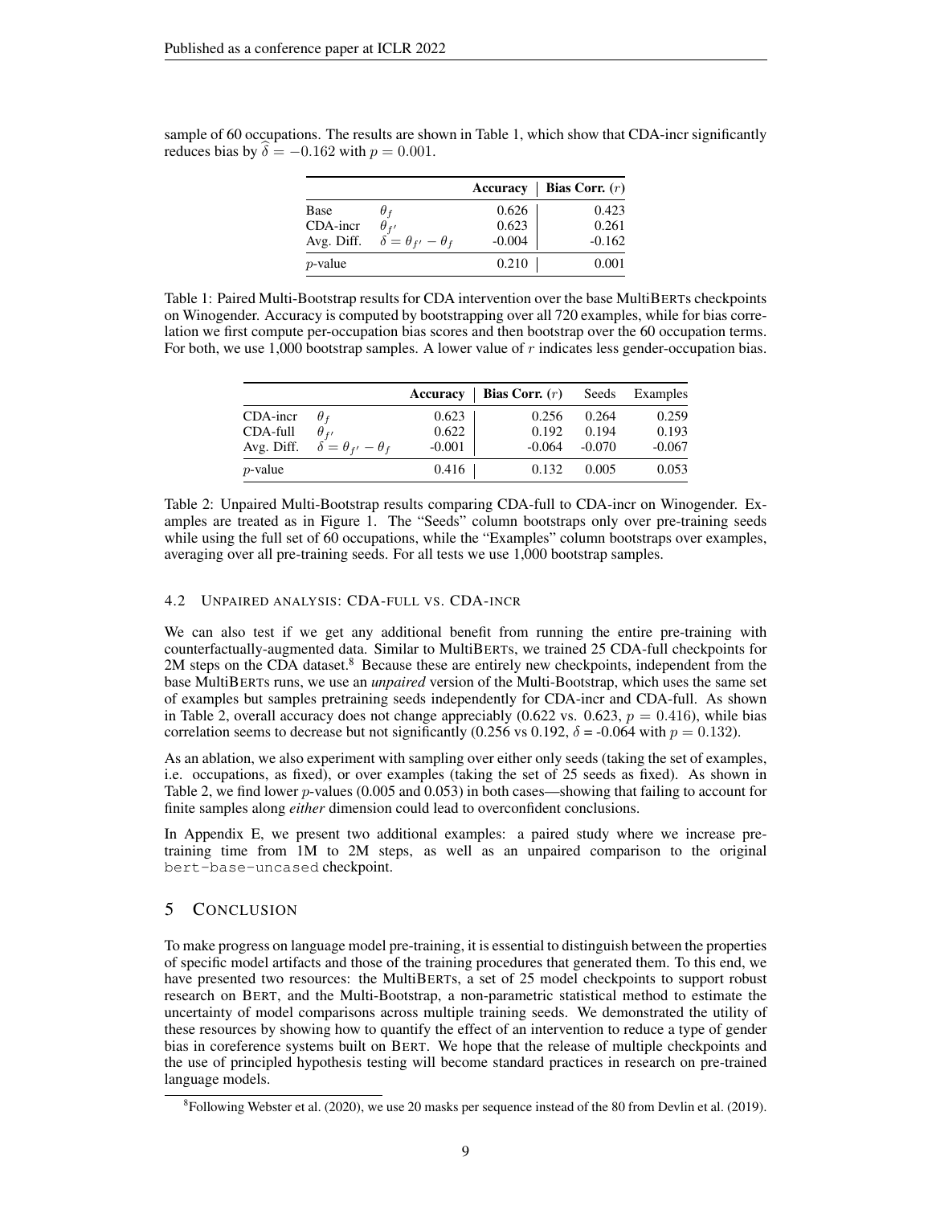sample of 60 occupations. The results are shown in Table 1, which show that CDA-incr significantly reduces bias by $\widehat{\delta} = -0.162$ with $p = 0.001$.

| | | **Accuracy** | **Bias Corr. ($r$)** |
|---|---|---|---|
| Base | $\theta_f$ | 0.626 | 0.423 |
| CDA-incr | $\theta_{f'}$ | 0.623 | 0.261 |
| Avg. Diff. | $\delta = \theta_{f'} - \theta_f$ | -0.004 | -0.162 |
| $p$-value | | 0.210 | 0.001 |

Table 1: Paired Multi-Bootstrap results for CDA intervention over the base MultiBERTs checkpoints on Winogender. Accuracy is computed by bootstrapping over all 720 examples, while for bias correlation we first compute per-occupation bias scores and then bootstrap over the 60 occupation terms. For both, we use 1,000 bootstrap samples. A lower value of $r$ indicates less gender-occupation bias.

| | | **Accuracy** | **Bias Corr. ($r$)** | Seeds | Examples |
|---|---|---|---|---|---|
| CDA-incr | $\theta_f$ | 0.623 | 0.256 | 0.264 | 0.259 |
| CDA-full | $\theta_{f'}$ | 0.622 | 0.192 | 0.194 | 0.193 |
| Avg. Diff. | $\delta = \theta_{f'} - \theta_f$ | -0.001 | -0.064 | -0.070 | -0.067 |
| $p$-value | | 0.416 | 0.132 | 0.005 | 0.053 |

Table 2: Unpaired Multi-Bootstrap results comparing CDA-full to CDA-incr on Winogender. Examples are treated as in Figure 1. The "Seeds" column bootstraps only over pre-training seeds while using the full set of 60 occupations, while the "Examples" column bootstraps over examples, averaging over all pre-training seeds. For all tests we use 1,000 bootstrap samples.

### 4.2 Unpaired analysis: CDA-full vs. CDA-incr

We can also test if we get any additional benefit from running the entire pre-training with counterfactually-augmented data. Similar to MultiBERTs, we trained 25 CDA-full checkpoints for 2M steps on the CDA dataset.[8] Because these are entirely new checkpoints, independent from the base MultiBERTs runs, we use an *unpaired* version of the Multi-Bootstrap, which uses the same set of examples but samples pretraining seeds independently for CDA-incr and CDA-full. As shown in Table 2, overall accuracy does not change appreciably (0.622 vs. 0.623, $p = 0.416$), while bias correlation seems to decrease but not significantly (0.256 vs 0.192, $\delta$ = -0.064 with $p = 0.132$).

As an ablation, we also experiment with sampling over either only seeds (taking the set of examples, i.e. occupations, as fixed), or over examples (taking the set of 25 seeds as fixed). As shown in Table 2, we find lower $p$-values (0.005 and 0.053) in both cases—showing that failing to account for finite samples along *either* dimension could lead to overconfident conclusions.

In Appendix E, we present two additional examples: a paired study where we increase pre-training time from 1M to 2M steps, as well as an unpaired comparison to the original `bert-base-uncased` checkpoint.

## 5 Conclusion

To make progress on language model pre-training, it is essential to distinguish between the properties of specific model artifacts and those of the training procedures that generated them. To this end, we have presented two resources: the MultiBERTs, a set of 25 model checkpoints to support robust research on BERT, and the Multi-Bootstrap, a non-parametric statistical method to estimate the uncertainty of model comparisons across multiple training seeds. We demonstrated the utility of these resources by showing how to quantify the effect of an intervention to reduce a type of gender bias in coreference systems built on BERT. We hope that the release of multiple checkpoints and the use of principled hypothesis testing will become standard practices in research on pre-trained language models.

[8] Following Webster et al. (2020), we use 20 masks per sequence instead of the 80 from Devlin et al. (2019).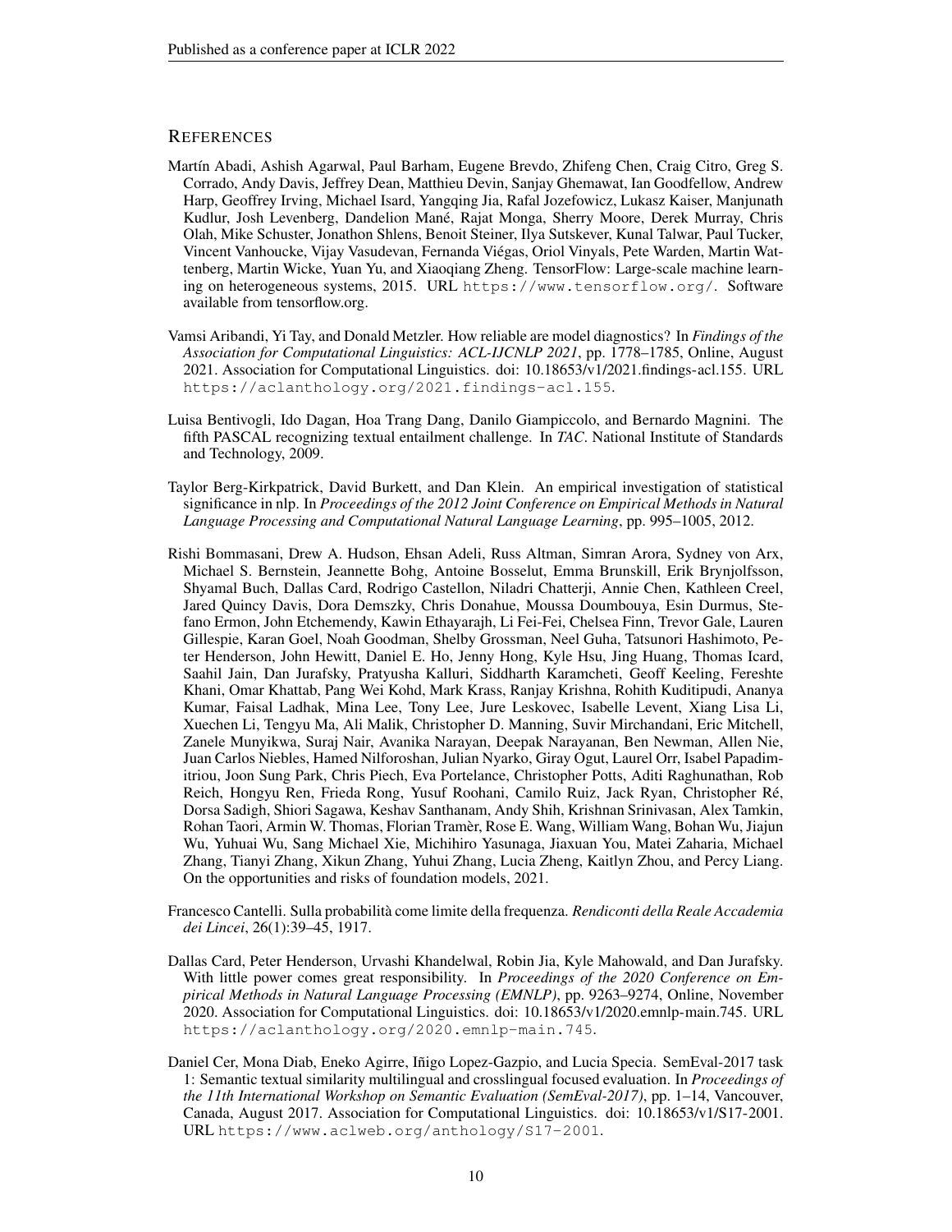## REFERENCES

Martín Abadi, Ashish Agarwal, Paul Barham, Eugene Brevdo, Zhifeng Chen, Craig Citro, Greg S. Corrado, Andy Davis, Jeffrey Dean, Matthieu Devin, Sanjay Ghemawat, Ian Goodfellow, Andrew Harp, Geoffrey Irving, Michael Isard, Yangqing Jia, Rafal Jozefowicz, Lukasz Kaiser, Manjunath Kudlur, Josh Levenberg, Dandelion Mané, Rajat Monga, Sherry Moore, Derek Murray, Chris Olah, Mike Schuster, Jonathon Shlens, Benoit Steiner, Ilya Sutskever, Kunal Talwar, Paul Tucker, Vincent Vanhoucke, Vijay Vasudevan, Fernanda Viégas, Oriol Vinyals, Pete Warden, Martin Wattenberg, Martin Wicke, Yuan Yu, and Xiaoqiang Zheng. TensorFlow: Large-scale machine learning on heterogeneous systems, 2015. URL https://www.tensorflow.org/. Software available from tensorflow.org.

Vamsi Aribandi, Yi Tay, and Donald Metzler. How reliable are model diagnostics? In *Findings of the Association for Computational Linguistics: ACL-IJCNLP 2021*, pp. 1778–1785, Online, August 2021. Association for Computational Linguistics. doi: 10.18653/v1/2021.findings-acl.155. URL https://aclanthology.org/2021.findings-acl.155.

Luisa Bentivogli, Ido Dagan, Hoa Trang Dang, Danilo Giampiccolo, and Bernardo Magnini. The fifth PASCAL recognizing textual entailment challenge. In *TAC*. National Institute of Standards and Technology, 2009.

Taylor Berg-Kirkpatrick, David Burkett, and Dan Klein. An empirical investigation of statistical significance in nlp. In *Proceedings of the 2012 Joint Conference on Empirical Methods in Natural Language Processing and Computational Natural Language Learning*, pp. 995–1005, 2012.

Rishi Bommasani, Drew A. Hudson, Ehsan Adeli, Russ Altman, Simran Arora, Sydney von Arx, Michael S. Bernstein, Jeannette Bohg, Antoine Bosselut, Emma Brunskill, Erik Brynjolfsson, Shyamal Buch, Dallas Card, Rodrigo Castellon, Niladri Chatterji, Annie Chen, Kathleen Creel, Jared Quincy Davis, Dora Demszky, Chris Donahue, Moussa Doumbouya, Esin Durmus, Stefano Ermon, John Etchemendy, Kawin Ethayarajh, Li Fei-Fei, Chelsea Finn, Trevor Gale, Lauren Gillespie, Karan Goel, Noah Goodman, Shelby Grossman, Neel Guha, Tatsunori Hashimoto, Peter Henderson, John Hewitt, Daniel E. Ho, Jenny Hong, Kyle Hsu, Jing Huang, Thomas Icard, Saahil Jain, Dan Jurafsky, Pratyusha Kalluri, Siddharth Karamcheti, Geoff Keeling, Fereshte Khani, Omar Khattab, Pang Wei Kohd, Mark Krass, Ranjay Krishna, Rohith Kuditipudi, Ananya Kumar, Faisal Ladhak, Mina Lee, Tony Lee, Jure Leskovec, Isabelle Levent, Xiang Lisa Li, Xuechen Li, Tengyu Ma, Ali Malik, Christopher D. Manning, Suvir Mirchandani, Eric Mitchell, Zanele Munyikwa, Suraj Nair, Avanika Narayan, Deepak Narayanan, Ben Newman, Allen Nie, Juan Carlos Niebles, Hamed Nilforoshan, Julian Nyarko, Giray Ogut, Laurel Orr, Isabel Papadimitriou, Joon Sung Park, Chris Piech, Eva Portelance, Christopher Potts, Aditi Raghunathan, Rob Reich, Hongyu Ren, Frieda Rong, Yusuf Roohani, Camilo Ruiz, Jack Ryan, Christopher Ré, Dorsa Sadigh, Shiori Sagawa, Keshav Santhanam, Andy Shih, Krishnan Srinivasan, Alex Tamkin, Rohan Taori, Armin W. Thomas, Florian Tramèr, Rose E. Wang, William Wang, Bohan Wu, Jiajun Wu, Yuhuai Wu, Sang Michael Xie, Michihiro Yasunaga, Jiaxuan You, Matei Zaharia, Michael Zhang, Tianyi Zhang, Xikun Zhang, Yuhui Zhang, Lucia Zheng, Kaitlyn Zhou, and Percy Liang. On the opportunities and risks of foundation models, 2021.

Francesco Cantelli. Sulla probabilità come limite della frequenza. *Rendiconti della Reale Accademia dei Lincei*, 26(1):39–45, 1917.

Dallas Card, Peter Henderson, Urvashi Khandelwal, Robin Jia, Kyle Mahowald, and Dan Jurafsky. With little power comes great responsibility. In *Proceedings of the 2020 Conference on Empirical Methods in Natural Language Processing (EMNLP)*, pp. 9263–9274, Online, November 2020. Association for Computational Linguistics. doi: 10.18653/v1/2020.emnlp-main.745. URL https://aclanthology.org/2020.emnlp-main.745.

Daniel Cer, Mona Diab, Eneko Agirre, Iñigo Lopez-Gazpio, and Lucia Specia. SemEval-2017 task 1: Semantic textual similarity multilingual and crosslingual focused evaluation. In *Proceedings of the 11th International Workshop on Semantic Evaluation (SemEval-2017)*, pp. 1–14, Vancouver, Canada, August 2017. Association for Computational Linguistics. doi: 10.18653/v1/S17-2001. URL https://www.aclweb.org/anthology/S17-2001.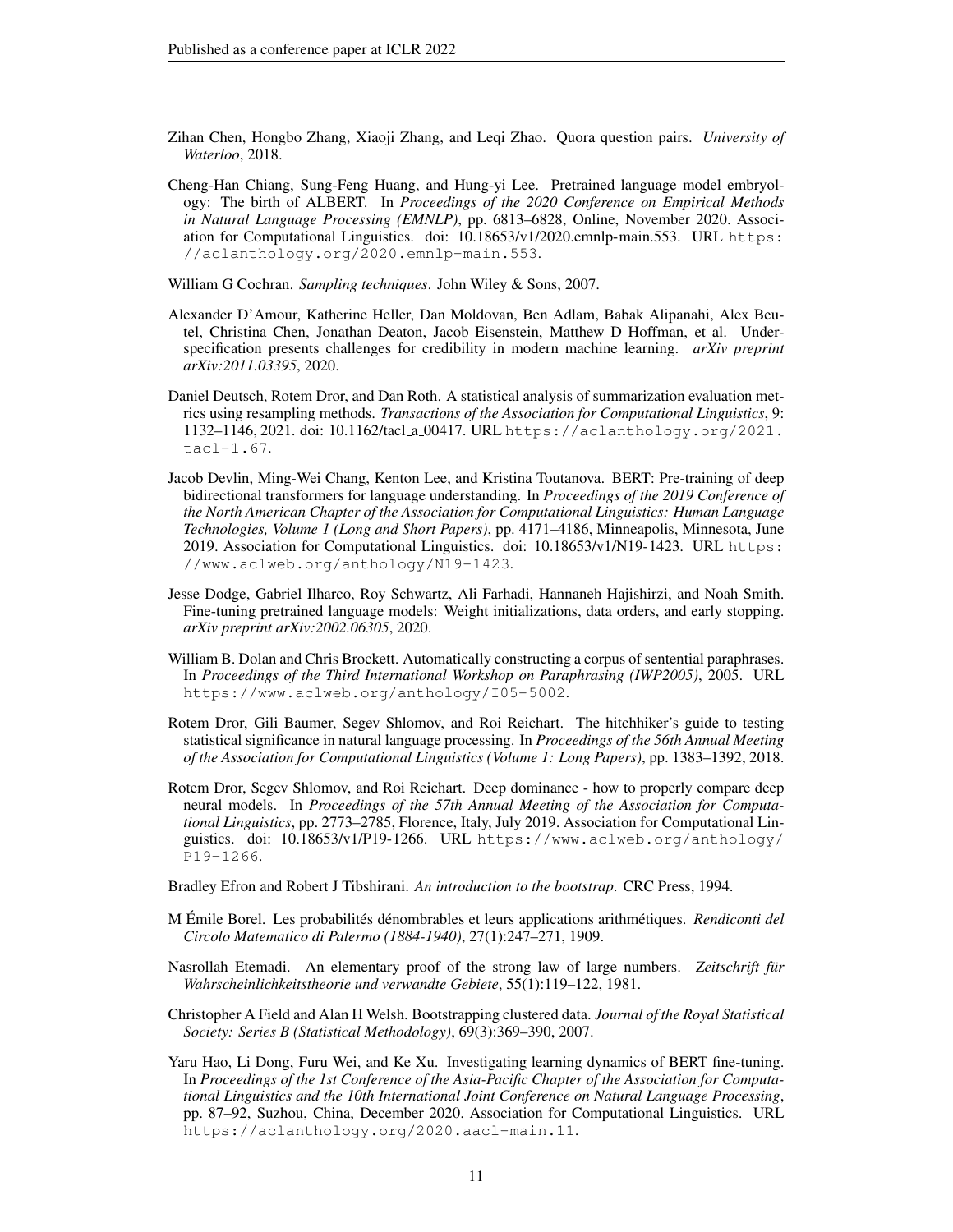Zihan Chen, Hongbo Zhang, Xiaoji Zhang, and Leqi Zhao. Quora question pairs. *University of Waterloo*, 2018.

Cheng-Han Chiang, Sung-Feng Huang, and Hung-yi Lee. Pretrained language model embryology: The birth of ALBERT. In *Proceedings of the 2020 Conference on Empirical Methods in Natural Language Processing (EMNLP)*, pp. 6813–6828, Online, November 2020. Association for Computational Linguistics. doi: 10.18653/v1/2020.emnlp-main.553. URL https://aclanthology.org/2020.emnlp-main.553.

William G Cochran. *Sampling techniques*. John Wiley & Sons, 2007.

Alexander D'Amour, Katherine Heller, Dan Moldovan, Ben Adlam, Babak Alipanahi, Alex Beutel, Christina Chen, Jonathan Deaton, Jacob Eisenstein, Matthew D Hoffman, et al. Underspecification presents challenges for credibility in modern machine learning. *arXiv preprint arXiv:2011.03395*, 2020.

Daniel Deutsch, Rotem Dror, and Dan Roth. A statistical analysis of summarization evaluation metrics using resampling methods. *Transactions of the Association for Computational Linguistics*, 9: 1132–1146, 2021. doi: 10.1162/tacl_a_00417. URL https://aclanthology.org/2021.tacl-1.67.

Jacob Devlin, Ming-Wei Chang, Kenton Lee, and Kristina Toutanova. BERT: Pre-training of deep bidirectional transformers for language understanding. In *Proceedings of the 2019 Conference of the North American Chapter of the Association for Computational Linguistics: Human Language Technologies, Volume 1 (Long and Short Papers)*, pp. 4171–4186, Minneapolis, Minnesota, June 2019. Association for Computational Linguistics. doi: 10.18653/v1/N19-1423. URL https://www.aclweb.org/anthology/N19-1423.

Jesse Dodge, Gabriel Ilharco, Roy Schwartz, Ali Farhadi, Hannaneh Hajishirzi, and Noah Smith. Fine-tuning pretrained language models: Weight initializations, data orders, and early stopping. *arXiv preprint arXiv:2002.06305*, 2020.

William B. Dolan and Chris Brockett. Automatically constructing a corpus of sentential paraphrases. In *Proceedings of the Third International Workshop on Paraphrasing (IWP2005)*, 2005. URL https://www.aclweb.org/anthology/I05-5002.

Rotem Dror, Gili Baumer, Segev Shlomov, and Roi Reichart. The hitchhiker's guide to testing statistical significance in natural language processing. In *Proceedings of the 56th Annual Meeting of the Association for Computational Linguistics (Volume 1: Long Papers)*, pp. 1383–1392, 2018.

Rotem Dror, Segev Shlomov, and Roi Reichart. Deep dominance - how to properly compare deep neural models. In *Proceedings of the 57th Annual Meeting of the Association for Computational Linguistics*, pp. 2773–2785, Florence, Italy, July 2019. Association for Computational Linguistics. doi: 10.18653/v1/P19-1266. URL https://www.aclweb.org/anthology/P19-1266.

Bradley Efron and Robert J Tibshirani. *An introduction to the bootstrap*. CRC Press, 1994.

M Émile Borel. Les probabilités dénombrables et leurs applications arithmétiques. *Rendiconti del Circolo Matematico di Palermo (1884-1940)*, 27(1):247–271, 1909.

Nasrollah Etemadi. An elementary proof of the strong law of large numbers. *Zeitschrift für Wahrscheinlichkeitstheorie und verwandte Gebiete*, 55(1):119–122, 1981.

Christopher A Field and Alan H Welsh. Bootstrapping clustered data. *Journal of the Royal Statistical Society: Series B (Statistical Methodology)*, 69(3):369–390, 2007.

Yaru Hao, Li Dong, Furu Wei, and Ke Xu. Investigating learning dynamics of BERT fine-tuning. In *Proceedings of the 1st Conference of the Asia-Pacific Chapter of the Association for Computational Linguistics and the 10th International Joint Conference on Natural Language Processing*, pp. 87–92, Suzhou, China, December 2020. Association for Computational Linguistics. URL https://aclanthology.org/2020.aacl-main.11.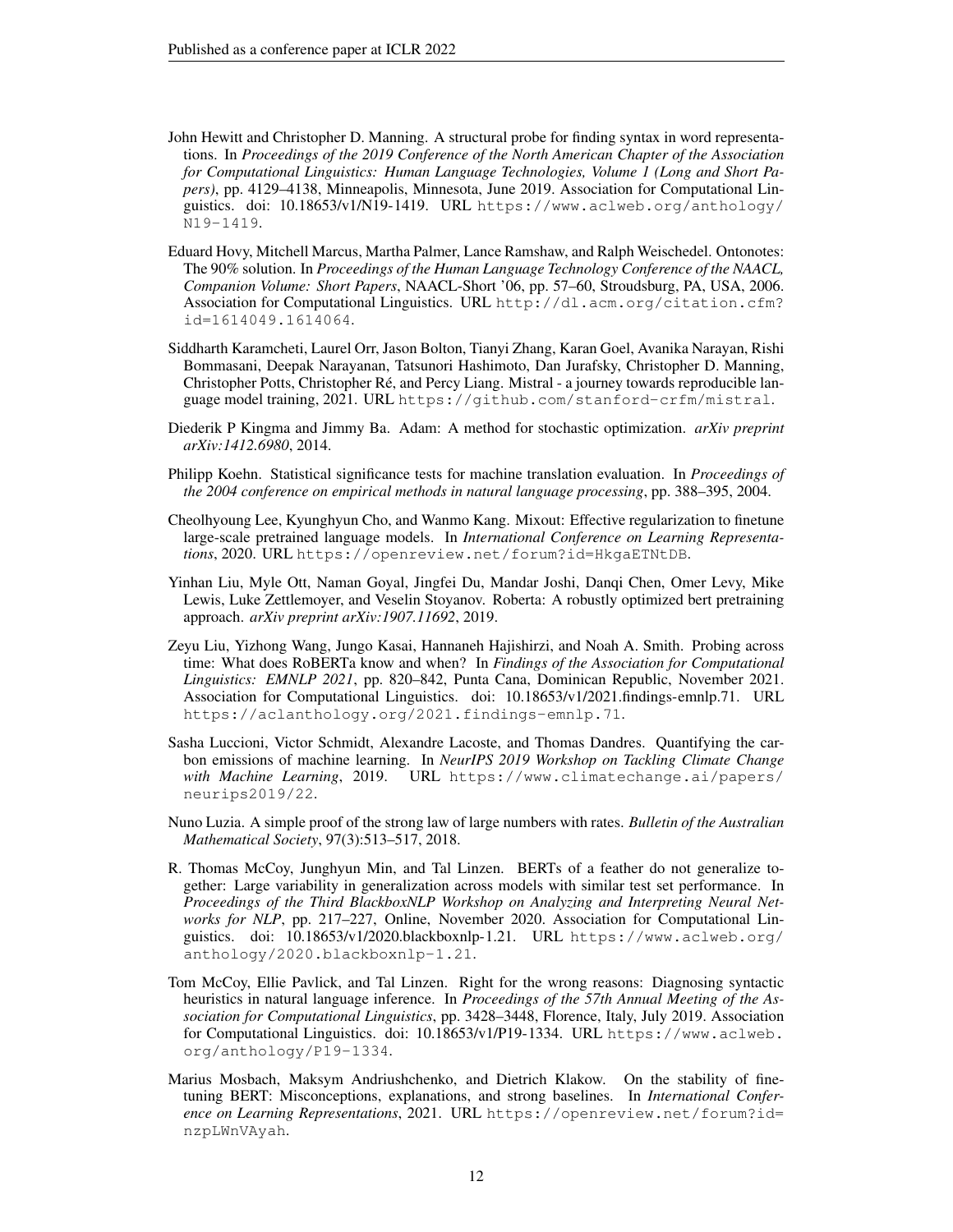John Hewitt and Christopher D. Manning. A structural probe for finding syntax in word representations. In *Proceedings of the 2019 Conference of the North American Chapter of the Association for Computational Linguistics: Human Language Technologies, Volume 1 (Long and Short Papers)*, pp. 4129–4138, Minneapolis, Minnesota, June 2019. Association for Computational Linguistics. doi: 10.18653/v1/N19-1419. URL https://www.aclweb.org/anthology/N19-1419.

Eduard Hovy, Mitchell Marcus, Martha Palmer, Lance Ramshaw, and Ralph Weischedel. Ontonotes: The 90% solution. In *Proceedings of the Human Language Technology Conference of the NAACL, Companion Volume: Short Papers*, NAACL-Short '06, pp. 57–60, Stroudsburg, PA, USA, 2006. Association for Computational Linguistics. URL http://dl.acm.org/citation.cfm?id=1614049.1614064.

Siddharth Karamcheti, Laurel Orr, Jason Bolton, Tianyi Zhang, Karan Goel, Avanika Narayan, Rishi Bommasani, Deepak Narayanan, Tatsunori Hashimoto, Dan Jurafsky, Christopher D. Manning, Christopher Potts, Christopher Ré, and Percy Liang. Mistral - a journey towards reproducible language model training, 2021. URL https://github.com/stanford-crfm/mistral.

Diederik P Kingma and Jimmy Ba. Adam: A method for stochastic optimization. *arXiv preprint arXiv:1412.6980*, 2014.

Philipp Koehn. Statistical significance tests for machine translation evaluation. In *Proceedings of the 2004 conference on empirical methods in natural language processing*, pp. 388–395, 2004.

Cheolhyoung Lee, Kyunghyun Cho, and Wanmo Kang. Mixout: Effective regularization to finetune large-scale pretrained language models. In *International Conference on Learning Representations*, 2020. URL https://openreview.net/forum?id=HkgaETNtDB.

Yinhan Liu, Myle Ott, Naman Goyal, Jingfei Du, Mandar Joshi, Danqi Chen, Omer Levy, Mike Lewis, Luke Zettlemoyer, and Veselin Stoyanov. Roberta: A robustly optimized bert pretraining approach. *arXiv preprint arXiv:1907.11692*, 2019.

Zeyu Liu, Yizhong Wang, Jungo Kasai, Hannaneh Hajishirzi, and Noah A. Smith. Probing across time: What does RoBERTa know and when? In *Findings of the Association for Computational Linguistics: EMNLP 2021*, pp. 820–842, Punta Cana, Dominican Republic, November 2021. Association for Computational Linguistics. doi: 10.18653/v1/2021.findings-emnlp.71. URL https://aclanthology.org/2021.findings-emnlp.71.

Sasha Luccioni, Victor Schmidt, Alexandre Lacoste, and Thomas Dandres. Quantifying the carbon emissions of machine learning. In *NeurIPS 2019 Workshop on Tackling Climate Change with Machine Learning*, 2019. URL https://www.climatechange.ai/papers/neurips2019/22.

Nuno Luzia. A simple proof of the strong law of large numbers with rates. *Bulletin of the Australian Mathematical Society*, 97(3):513–517, 2018.

R. Thomas McCoy, Junghyun Min, and Tal Linzen. BERTs of a feather do not generalize together: Large variability in generalization across models with similar test set performance. In *Proceedings of the Third BlackboxNLP Workshop on Analyzing and Interpreting Neural Networks for NLP*, pp. 217–227, Online, November 2020. Association for Computational Linguistics. doi: 10.18653/v1/2020.blackboxnlp-1.21. URL https://www.aclweb.org/anthology/2020.blackboxnlp-1.21.

Tom McCoy, Ellie Pavlick, and Tal Linzen. Right for the wrong reasons: Diagnosing syntactic heuristics in natural language inference. In *Proceedings of the 57th Annual Meeting of the Association for Computational Linguistics*, pp. 3428–3448, Florence, Italy, July 2019. Association for Computational Linguistics. doi: 10.18653/v1/P19-1334. URL https://www.aclweb.org/anthology/P19-1334.

Marius Mosbach, Maksym Andriushchenko, and Dietrich Klakow. On the stability of fine-tuning BERT: Misconceptions, explanations, and strong baselines. In *International Conference on Learning Representations*, 2021. URL https://openreview.net/forum?id=nzpLWnVAyah.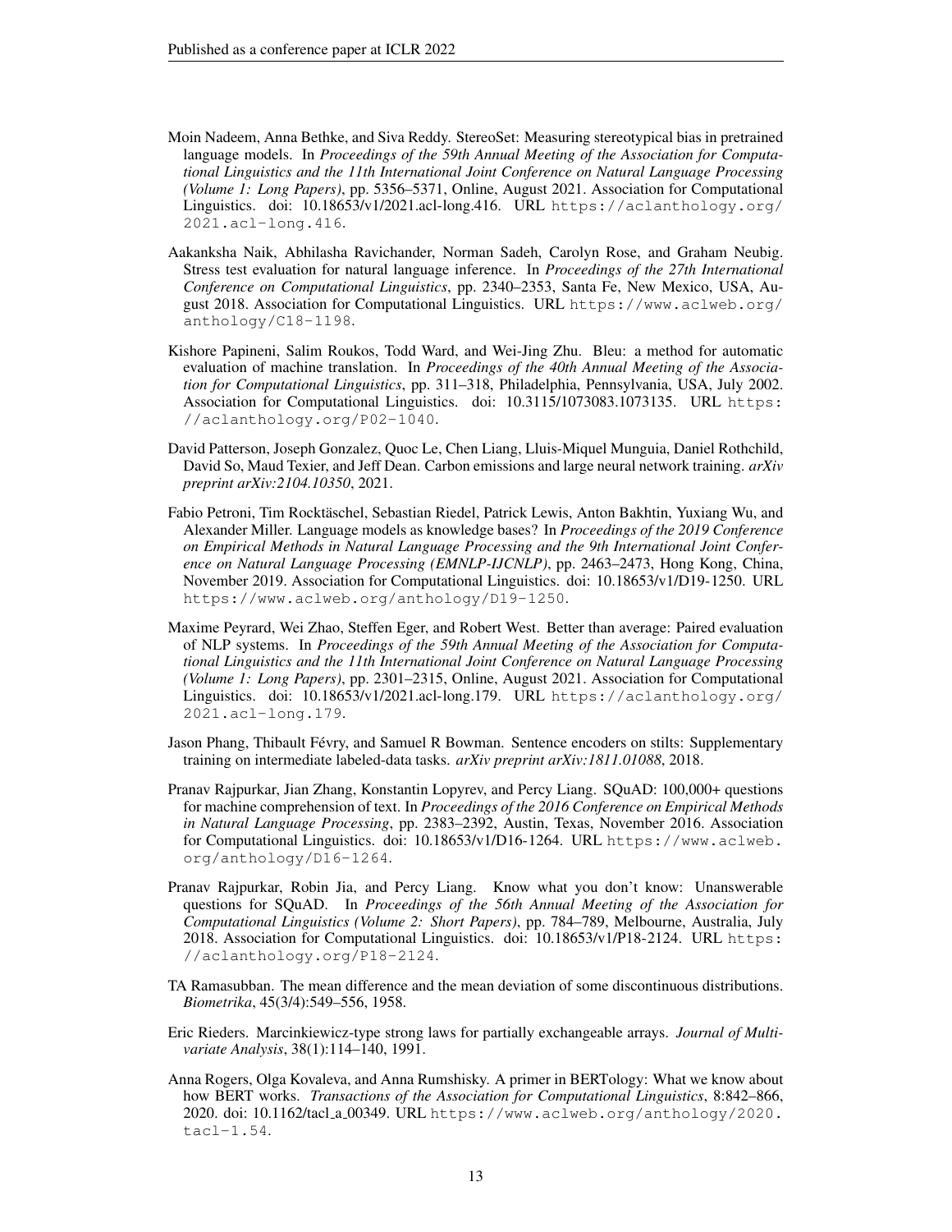Moin Nadeem, Anna Bethke, and Siva Reddy. StereoSet: Measuring stereotypical bias in pretrained language models. In *Proceedings of the 59th Annual Meeting of the Association for Computational Linguistics and the 11th International Joint Conference on Natural Language Processing (Volume 1: Long Papers)*, pp. 5356–5371, Online, August 2021. Association for Computational Linguistics. doi: 10.18653/v1/2021.acl-long.416. URL https://aclanthology.org/2021.acl-long.416.

Aakanksha Naik, Abhilasha Ravichander, Norman Sadeh, Carolyn Rose, and Graham Neubig. Stress test evaluation for natural language inference. In *Proceedings of the 27th International Conference on Computational Linguistics*, pp. 2340–2353, Santa Fe, New Mexico, USA, August 2018. Association for Computational Linguistics. URL https://www.aclweb.org/anthology/C18-1198.

Kishore Papineni, Salim Roukos, Todd Ward, and Wei-Jing Zhu. Bleu: a method for automatic evaluation of machine translation. In *Proceedings of the 40th Annual Meeting of the Association for Computational Linguistics*, pp. 311–318, Philadelphia, Pennsylvania, USA, July 2002. Association for Computational Linguistics. doi: 10.3115/1073083.1073135. URL https://aclanthology.org/P02-1040.

David Patterson, Joseph Gonzalez, Quoc Le, Chen Liang, Lluis-Miquel Munguia, Daniel Rothchild, David So, Maud Texier, and Jeff Dean. Carbon emissions and large neural network training. *arXiv preprint arXiv:2104.10350*, 2021.

Fabio Petroni, Tim Rocktäschel, Sebastian Riedel, Patrick Lewis, Anton Bakhtin, Yuxiang Wu, and Alexander Miller. Language models as knowledge bases? In *Proceedings of the 2019 Conference on Empirical Methods in Natural Language Processing and the 9th International Joint Conference on Natural Language Processing (EMNLP-IJCNLP)*, pp. 2463–2473, Hong Kong, China, November 2019. Association for Computational Linguistics. doi: 10.18653/v1/D19-1250. URL https://www.aclweb.org/anthology/D19-1250.

Maxime Peyrard, Wei Zhao, Steffen Eger, and Robert West. Better than average: Paired evaluation of NLP systems. In *Proceedings of the 59th Annual Meeting of the Association for Computational Linguistics and the 11th International Joint Conference on Natural Language Processing (Volume 1: Long Papers)*, pp. 2301–2315, Online, August 2021. Association for Computational Linguistics. doi: 10.18653/v1/2021.acl-long.179. URL https://aclanthology.org/2021.acl-long.179.

Jason Phang, Thibault Févry, and Samuel R Bowman. Sentence encoders on stilts: Supplementary training on intermediate labeled-data tasks. *arXiv preprint arXiv:1811.01088*, 2018.

Pranav Rajpurkar, Jian Zhang, Konstantin Lopyrev, and Percy Liang. SQuAD: 100,000+ questions for machine comprehension of text. In *Proceedings of the 2016 Conference on Empirical Methods in Natural Language Processing*, pp. 2383–2392, Austin, Texas, November 2016. Association for Computational Linguistics. doi: 10.18653/v1/D16-1264. URL https://www.aclweb.org/anthology/D16-1264.

Pranav Rajpurkar, Robin Jia, and Percy Liang. Know what you don't know: Unanswerable questions for SQuAD. In *Proceedings of the 56th Annual Meeting of the Association for Computational Linguistics (Volume 2: Short Papers)*, pp. 784–789, Melbourne, Australia, July 2018. Association for Computational Linguistics. doi: 10.18653/v1/P18-2124. URL https://aclanthology.org/P18-2124.

TA Ramasubban. The mean difference and the mean deviation of some discontinuous distributions. *Biometrika*, 45(3/4):549–556, 1958.

Eric Rieders. Marcinkiewicz-type strong laws for partially exchangeable arrays. *Journal of Multivariate Analysis*, 38(1):114–140, 1991.

Anna Rogers, Olga Kovaleva, and Anna Rumshisky. A primer in BERTology: What we know about how BERT works. *Transactions of the Association for Computational Linguistics*, 8:842–866, 2020. doi: 10.1162/tacl_a_00349. URL https://www.aclweb.org/anthology/2020.tacl-1.54.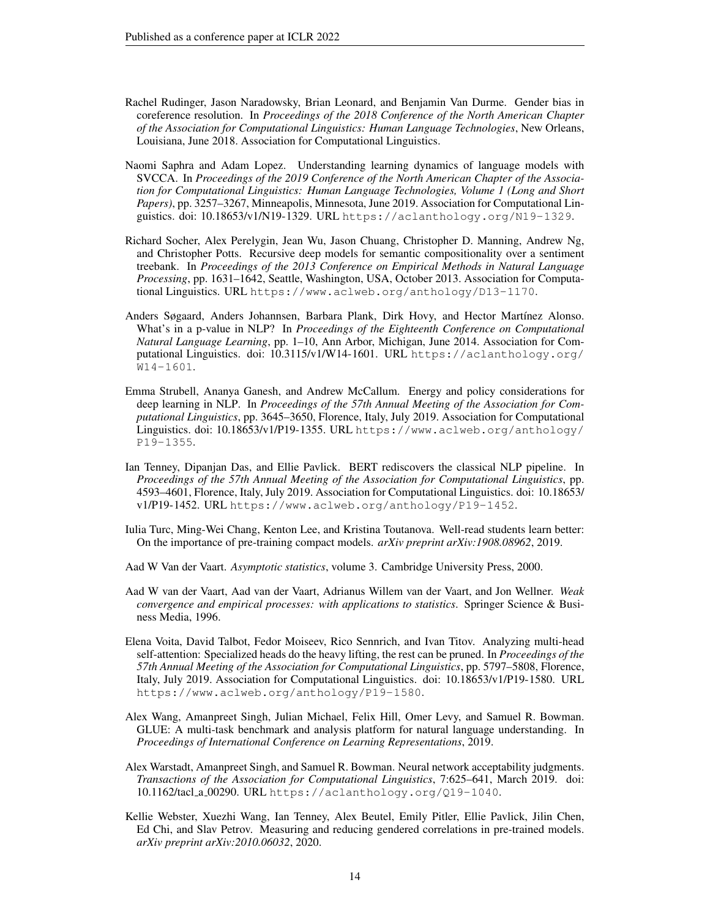Rachel Rudinger, Jason Naradowsky, Brian Leonard, and Benjamin Van Durme. Gender bias in coreference resolution. In *Proceedings of the 2018 Conference of the North American Chapter of the Association for Computational Linguistics: Human Language Technologies*, New Orleans, Louisiana, June 2018. Association for Computational Linguistics.

Naomi Saphra and Adam Lopez. Understanding learning dynamics of language models with SVCCA. In *Proceedings of the 2019 Conference of the North American Chapter of the Association for Computational Linguistics: Human Language Technologies, Volume 1 (Long and Short Papers)*, pp. 3257–3267, Minneapolis, Minnesota, June 2019. Association for Computational Linguistics. doi: 10.18653/v1/N19-1329. URL https://aclanthology.org/N19-1329.

Richard Socher, Alex Perelygin, Jean Wu, Jason Chuang, Christopher D. Manning, Andrew Ng, and Christopher Potts. Recursive deep models for semantic compositionality over a sentiment treebank. In *Proceedings of the 2013 Conference on Empirical Methods in Natural Language Processing*, pp. 1631–1642, Seattle, Washington, USA, October 2013. Association for Computational Linguistics. URL https://www.aclweb.org/anthology/D13-1170.

Anders Søgaard, Anders Johannsen, Barbara Plank, Dirk Hovy, and Hector Martínez Alonso. What's in a p-value in NLP? In *Proceedings of the Eighteenth Conference on Computational Natural Language Learning*, pp. 1–10, Ann Arbor, Michigan, June 2014. Association for Computational Linguistics. doi: 10.3115/v1/W14-1601. URL https://aclanthology.org/W14-1601.

Emma Strubell, Ananya Ganesh, and Andrew McCallum. Energy and policy considerations for deep learning in NLP. In *Proceedings of the 57th Annual Meeting of the Association for Computational Linguistics*, pp. 3645–3650, Florence, Italy, July 2019. Association for Computational Linguistics. doi: 10.18653/v1/P19-1355. URL https://www.aclweb.org/anthology/P19-1355.

Ian Tenney, Dipanjan Das, and Ellie Pavlick. BERT rediscovers the classical NLP pipeline. In *Proceedings of the 57th Annual Meeting of the Association for Computational Linguistics*, pp. 4593–4601, Florence, Italy, July 2019. Association for Computational Linguistics. doi: 10.18653/v1/P19-1452. URL https://www.aclweb.org/anthology/P19-1452.

Iulia Turc, Ming-Wei Chang, Kenton Lee, and Kristina Toutanova. Well-read students learn better: On the importance of pre-training compact models. *arXiv preprint arXiv:1908.08962*, 2019.

Aad W Van der Vaart. *Asymptotic statistics*, volume 3. Cambridge University Press, 2000.

Aad W van der Vaart, Aad van der Vaart, Adrianus Willem van der Vaart, and Jon Wellner. *Weak convergence and empirical processes: with applications to statistics*. Springer Science & Business Media, 1996.

Elena Voita, David Talbot, Fedor Moiseev, Rico Sennrich, and Ivan Titov. Analyzing multi-head self-attention: Specialized heads do the heavy lifting, the rest can be pruned. In *Proceedings of the 57th Annual Meeting of the Association for Computational Linguistics*, pp. 5797–5808, Florence, Italy, July 2019. Association for Computational Linguistics. doi: 10.18653/v1/P19-1580. URL https://www.aclweb.org/anthology/P19-1580.

Alex Wang, Amanpreet Singh, Julian Michael, Felix Hill, Omer Levy, and Samuel R. Bowman. GLUE: A multi-task benchmark and analysis platform for natural language understanding. In *Proceedings of International Conference on Learning Representations*, 2019.

Alex Warstadt, Amanpreet Singh, and Samuel R. Bowman. Neural network acceptability judgments. *Transactions of the Association for Computational Linguistics*, 7:625–641, March 2019. doi: 10.1162/tacl_a_00290. URL https://aclanthology.org/Q19-1040.

Kellie Webster, Xuezhi Wang, Ian Tenney, Alex Beutel, Emily Pitler, Ellie Pavlick, Jilin Chen, Ed Chi, and Slav Petrov. Measuring and reducing gendered correlations in pre-trained models. *arXiv preprint arXiv:2010.06032*, 2020.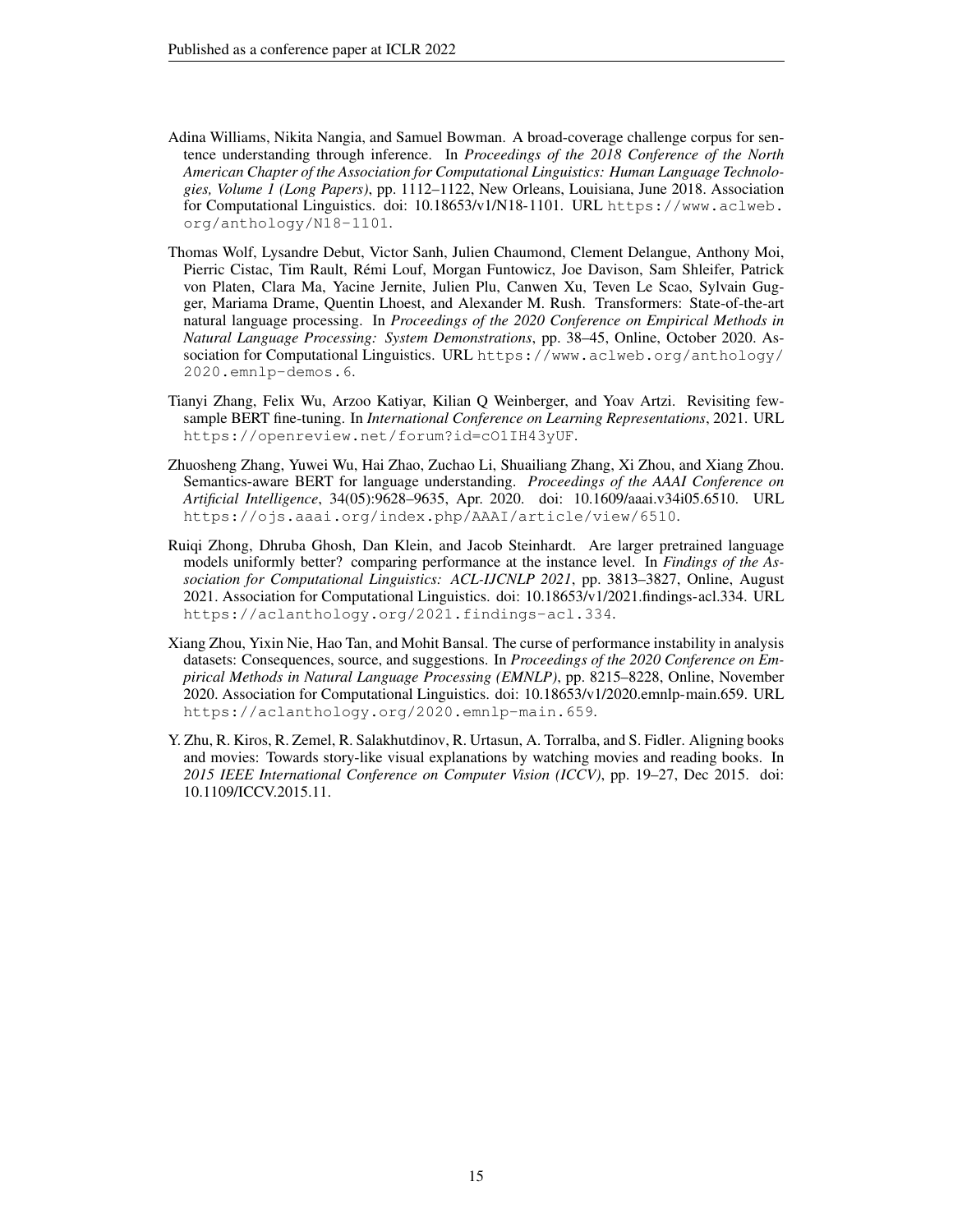Adina Williams, Nikita Nangia, and Samuel Bowman. A broad-coverage challenge corpus for sentence understanding through inference. In *Proceedings of the 2018 Conference of the North American Chapter of the Association for Computational Linguistics: Human Language Technologies, Volume 1 (Long Papers)*, pp. 1112–1122, New Orleans, Louisiana, June 2018. Association for Computational Linguistics. doi: 10.18653/v1/N18-1101. URL https://www.aclweb.org/anthology/N18-1101.

Thomas Wolf, Lysandre Debut, Victor Sanh, Julien Chaumond, Clement Delangue, Anthony Moi, Pierric Cistac, Tim Rault, Rémi Louf, Morgan Funtowicz, Joe Davison, Sam Shleifer, Patrick von Platen, Clara Ma, Yacine Jernite, Julien Plu, Canwen Xu, Teven Le Scao, Sylvain Gugger, Mariama Drame, Quentin Lhoest, and Alexander M. Rush. Transformers: State-of-the-art natural language processing. In *Proceedings of the 2020 Conference on Empirical Methods in Natural Language Processing: System Demonstrations*, pp. 38–45, Online, October 2020. Association for Computational Linguistics. URL https://www.aclweb.org/anthology/2020.emnlp-demos.6.

Tianyi Zhang, Felix Wu, Arzoo Katiyar, Kilian Q Weinberger, and Yoav Artzi. Revisiting few-sample BERT fine-tuning. In *International Conference on Learning Representations*, 2021. URL https://openreview.net/forum?id=cO1IH43yUF.

Zhuosheng Zhang, Yuwei Wu, Hai Zhao, Zuchao Li, Shuailiang Zhang, Xi Zhou, and Xiang Zhou. Semantics-aware BERT for language understanding. *Proceedings of the AAAI Conference on Artificial Intelligence*, 34(05):9628–9635, Apr. 2020. doi: 10.1609/aaai.v34i05.6510. URL https://ojs.aaai.org/index.php/AAAI/article/view/6510.

Ruiqi Zhong, Dhruba Ghosh, Dan Klein, and Jacob Steinhardt. Are larger pretrained language models uniformly better? comparing performance at the instance level. In *Findings of the Association for Computational Linguistics: ACL-IJCNLP 2021*, pp. 3813–3827, Online, August 2021. Association for Computational Linguistics. doi: 10.18653/v1/2021.findings-acl.334. URL https://aclanthology.org/2021.findings-acl.334.

Xiang Zhou, Yixin Nie, Hao Tan, and Mohit Bansal. The curse of performance instability in analysis datasets: Consequences, source, and suggestions. In *Proceedings of the 2020 Conference on Empirical Methods in Natural Language Processing (EMNLP)*, pp. 8215–8228, Online, November 2020. Association for Computational Linguistics. doi: 10.18653/v1/2020.emnlp-main.659. URL https://aclanthology.org/2020.emnlp-main.659.

Y. Zhu, R. Kiros, R. Zemel, R. Salakhutdinov, R. Urtasun, A. Torralba, and S. Fidler. Aligning books and movies: Towards story-like visual explanations by watching movies and reading books. In *2015 IEEE International Conference on Computer Vision (ICCV)*, pp. 19–27, Dec 2015. doi: 10.1109/ICCV.2015.11.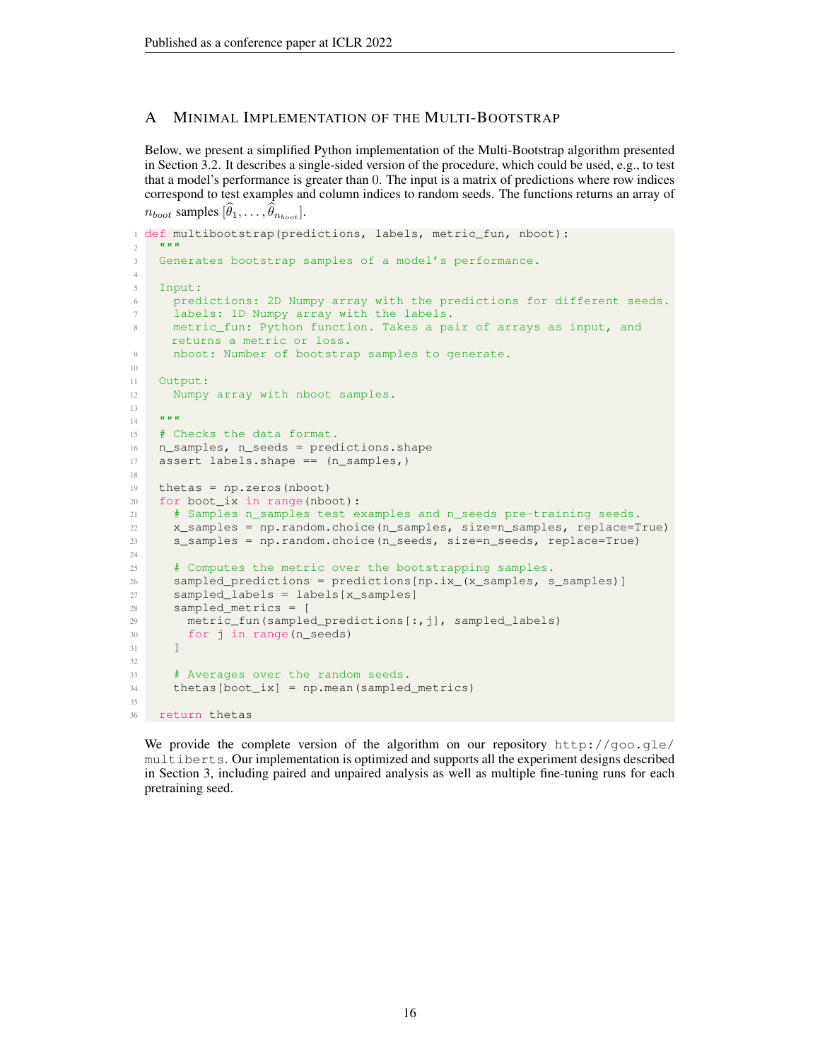# A Minimal Implementation of the Multi-Bootstrap

Below, we present a simplified Python implementation of the Multi-Bootstrap algorithm presented in Section 3.2. It describes a single-sided version of the procedure, which could be used, e.g., to test that a model's performance is greater than 0. The input is a matrix of predictions where row indices correspond to test examples and column indices to random seeds. The functions returns an array of $n_{boot}$ samples $[\widehat{\theta}_1, \ldots, \widehat{\theta}_{n_{boot}}]$.

```
def multibootstrap(predictions, labels, metric_fun, nboot):
  """
  Generates bootstrap samples of a model's performance.

  Input:
    predictions: 2D Numpy array with the predictions for different seeds.
    labels: 1D Numpy array with the labels.
    metric_fun: Python function. Takes a pair of arrays as input, and
    returns a metric or loss.
    nboot: Number of bootstrap samples to generate.

  Output:
    Numpy array with nboot samples.

  """
  # Checks the data format.
  n_samples, n_seeds = predictions.shape
  assert labels.shape == (n_samples,)

  thetas = np.zeros(nboot)
  for boot_ix in range(nboot):
    # Samples n_samples test examples and n_seeds pre-training seeds.
    x_samples = np.random.choice(n_samples, size=n_samples, replace=True)
    s_samples = np.random.choice(n_seeds, size=n_seeds, replace=True)

    # Computes the metric over the bootstrapping samples.
    sampled_predictions = predictions[np.ix_(x_samples, s_samples)]
    sampled_labels = labels[x_samples]
    sampled_metrics = [
      metric_fun(sampled_predictions[:,j], sampled_labels)
      for j in range(n_seeds)
    ]

    # Averages over the random seeds.
    thetas[boot_ix] = np.mean(sampled_metrics)

  return thetas
```

We provide the complete version of the algorithm on our repository http://goo.gle/multiberts. Our implementation is optimized and supports all the experiment designs described in Section 3, including paired and unpaired analysis as well as multiple fine-tuning runs for each pretraining seed.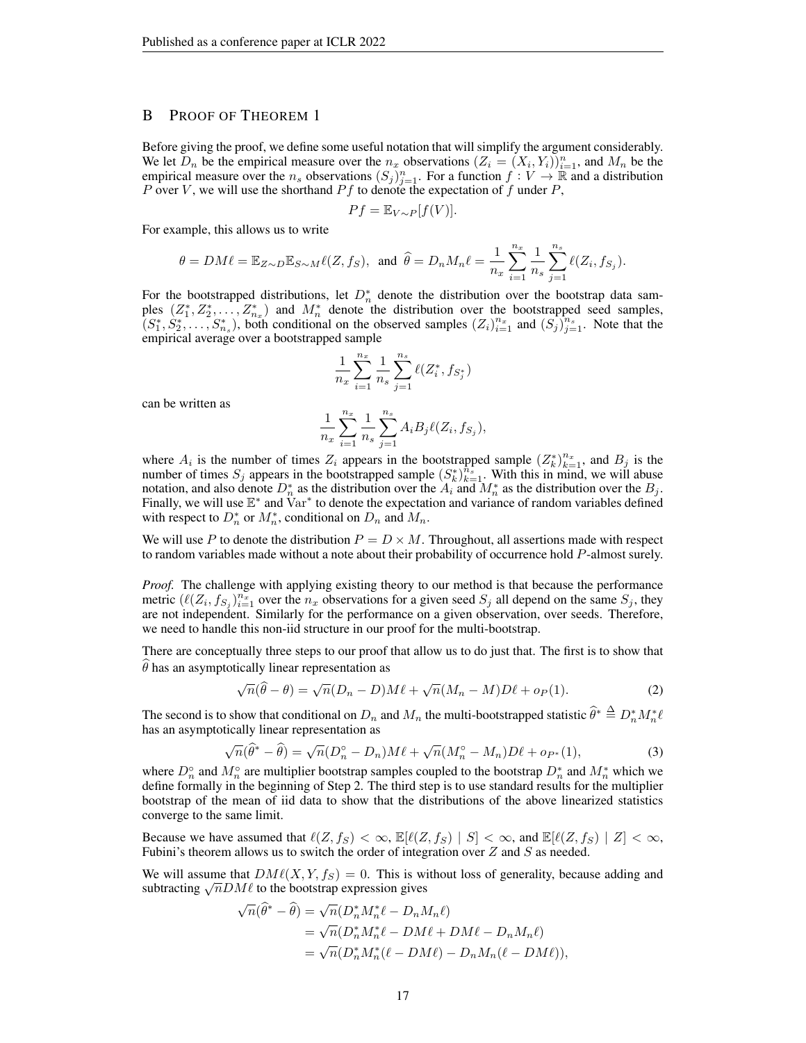# B Proof of Theorem 1

Before giving the proof, we define some useful notation that will simplify the argument considerably. We let $D_n$ be the empirical measure over the $n_x$ observations $(Z_i = (X_i, Y_i))_{i=1}^n$, and $M_n$ be the empirical measure over the $n_s$ observations $(S_j)_{j=1}^n$. For a function $f : V \to \mathbb{R}$ and a distribution $P$ over $V$, we will use the shorthand $Pf$ to denote the expectation of $f$ under $P$,

$$Pf = \mathbb{E}_{V \sim P}[f(V)].$$

For example, this allows us to write

$$\theta = DM\ell = \mathbb{E}_{Z \sim D}\mathbb{E}_{S \sim M}\ell(Z, f_S), \text{ and } \widehat{\theta} = D_n M_n \ell = \frac{1}{n_x}\sum_{i=1}^{n_x}\frac{1}{n_s}\sum_{j=1}^{n_s}\ell(Z_i, f_{S_j}).$$

For the bootstrapped distributions, let $D_n^*$ denote the distribution over the bootstrap data samples $(Z_1^*, Z_2^*, \ldots, Z_{n_x}^*)$ and $M_n^*$ denote the distribution over the bootstrapped seed samples, $(S_1^*, S_2^*, \ldots, S_{n_s}^*)$, both conditional on the observed samples $(Z_i)_{i=1}^{n_x}$ and $(S_j)_{j=1}^{n_s}$. Note that the empirical average over a bootstrapped sample

$$\frac{1}{n_x}\sum_{i=1}^{n_x}\frac{1}{n_s}\sum_{j=1}^{n_s}\ell(Z_i^*, f_{S_j^*})$$

can be written as

$$\frac{1}{n_x}\sum_{i=1}^{n_x}\frac{1}{n_s}\sum_{j=1}^{n_s}A_i B_j \ell(Z_i, f_{S_j}),$$

where $A_i$ is the number of times $Z_i$ appears in the bootstrapped sample $(Z_k^*)_{k=1}^{n_x}$, and $B_j$ is the number of times $S_j$ appears in the bootstrapped sample $(S_k^*)_{k=1}^{n_s}$. With this in mind, we will abuse notation, and also denote $D_n^*$ as the distribution over the $A_i$ and $M_n^*$ as the distribution over the $B_j$. Finally, we will use $\mathbb{E}^*$ and $\text{Var}^*$ to denote the expectation and variance of random variables defined with respect to $D_n^*$ or $M_n^*$, conditional on $D_n$ and $M_n$.

We will use $P$ to denote the distribution $P = D \times M$. Throughout, all assertions made with respect to random variables made without a note about their probability of occurrence hold $P$-almost surely.

*Proof.* The challenge with applying existing theory to our method is that because the performance metric $(\ell(Z_i, f_{S_j}))_{i=1}^{n_x}$ over the $n_x$ observations for a given seed $S_j$ all depend on the same $S_j$, they are not independent. Similarly for the performance on a given observation, over seeds. Therefore, we need to handle this non-iid structure in our proof for the multi-bootstrap.

There are conceptually three steps to our proof that allow us to do just that. The first is to show that $\widehat{\theta}$ has an asymptotically linear representation as

$$\sqrt{n}(\widehat{\theta} - \theta) = \sqrt{n}(D_n - D)M\ell + \sqrt{n}(M_n - M)D\ell + o_P(1). \tag{2}$$

The second is to show that conditional on $D_n$ and $M_n$ the multi-bootstrapped statistic $\widehat{\theta}^* \triangleq D_n^* M_n^* \ell$ has an asymptotically linear representation as

$$\sqrt{n}(\widehat{\theta}^* - \widehat{\theta}) = \sqrt{n}(D_n^\circ - D_n)M\ell + \sqrt{n}(M_n^\circ - M_n)D\ell + o_{P^*}(1), \tag{3}$$

where $D_n^\circ$ and $M_n^\circ$ are multiplier bootstrap samples coupled to the bootstrap $D_n^*$ and $M_n^*$ which we define formally in the beginning of Step 2. The third step is to use standard results for the multiplier bootstrap of the mean of iid data to show that the distributions of the above linearized statistics converge to the same limit.

Because we have assumed that $\ell(Z, f_S) < \infty$, $\mathbb{E}[\ell(Z, f_S) \mid S] < \infty$, and $\mathbb{E}[\ell(Z, f_S) \mid Z] < \infty$, Fubini's theorem allows us to switch the order of integration over $Z$ and $S$ as needed.

We will assume that $DM\ell(X, Y, f_S) = 0$. This is without loss of generality, because adding and subtracting $\sqrt{n}DM\ell$ to the bootstrap expression gives

$$\begin{aligned}
\sqrt{n}(\widehat{\theta}^* - \widehat{\theta}) &= \sqrt{n}(D_n^* M_n^* \ell - D_n M_n \ell) \\
&= \sqrt{n}(D_n^* M_n^* \ell - DM\ell + DM\ell - D_n M_n \ell) \\
&= \sqrt{n}(D_n^* M_n^*(\ell - DM\ell) - D_n M_n(\ell - DM\ell)),
\end{aligned}$$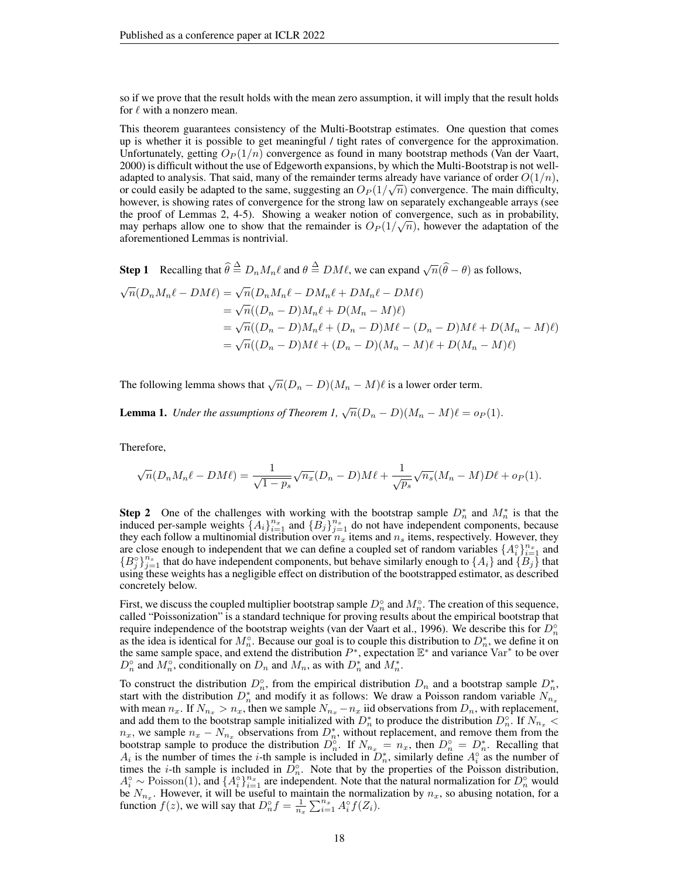so if we prove that the result holds with the mean zero assumption, it will imply that the result holds for $\ell$ with a nonzero mean.

This theorem guarantees consistency of the Multi-Bootstrap estimates. One question that comes up is whether it is possible to get meaningful / tight rates of convergence for the approximation. Unfortunately, getting $O_P(1/n)$ convergence as found in many bootstrap methods (Van der Vaart, 2000) is difficult without the use of Edgeworth expansions, by which the Multi-Bootstrap is not well-adapted to analysis. That said, many of the remainder terms already have variance of order $O(1/n)$, or could easily be adapted to the same, suggesting an $O_P(1/\sqrt{n})$ convergence. The main difficulty, however, is showing rates of convergence for the strong law on separately exchangeable arrays (see the proof of Lemmas 2, 4-5). Showing a weaker notion of convergence, such as in probability, may perhaps allow one to show that the remainder is $O_P(1/\sqrt{n})$, however the adaptation of the aforementioned Lemmas is nontrivial.

**Step 1** Recalling that $\widehat{\theta} \triangleq D_n M_n \ell$ and $\theta \triangleq DM\ell$, we can expand $\sqrt{n}(\widehat{\theta} - \theta)$ as follows,

$$
\begin{aligned}
\sqrt{n}(D_n M_n \ell - DM\ell) &= \sqrt{n}(D_n M_n \ell - DM_n \ell + DM_n \ell - DM\ell) \\
&= \sqrt{n}((D_n - D)M_n \ell + D(M_n - M)\ell) \\
&= \sqrt{n}((D_n - D)M_n \ell + (D_n - D)M\ell - (D_n - D)M\ell + D(M_n - M)\ell) \\
&= \sqrt{n}((D_n - D)M\ell + (D_n - D)(M_n - M)\ell + D(M_n - M)\ell)
\end{aligned}
$$

The following lemma shows that $\sqrt{n}(D_n - D)(M_n - M)\ell$ is a lower order term.

**Lemma 1.** *Under the assumptions of Theorem 1, $\sqrt{n}(D_n - D)(M_n - M)\ell = o_P(1)$.*

Therefore,

$$
\sqrt{n}(D_n M_n \ell - DM\ell) = \frac{1}{\sqrt{1-p_s}}\sqrt{n_x}(D_n - D)M\ell + \frac{1}{\sqrt{p_s}}\sqrt{n_s}(M_n - M)D\ell + o_P(1).
$$

**Step 2** One of the challenges with working with the bootstrap sample $D_n^*$ and $M_n^*$ is that the induced per-sample weights $\{A_i\}_{i=1}^{n_x}$ and $\{B_j\}_{j=1}^{n_s}$ do not have independent components, because they each follow a multinomial distribution over $n_x$ items and $n_s$ items, respectively. However, they are close enough to independent that we can define a coupled set of random variables $\{A_i^\circ\}_{i=1}^{n_x}$ and $\{B_j^\circ\}_{j=1}^{n_s}$ that do have independent components, but behave similarly enough to $\{A_i\}$ and $\{B_j\}$ that using these weights has a negligible effect on distribution of the bootstrapped estimator, as described concretely below.

First, we discuss the coupled multiplier bootstrap sample $D_n^\circ$ and $M_n^\circ$. The creation of this sequence, called "Poissonization" is a standard technique for proving results about the empirical bootstrap that require independence of the bootstrap weights (van der Vaart et al., 1996). We describe this for $D_n^\circ$ as the idea is identical for $M_n^\circ$. Because our goal is to couple this distribution to $D_n^*$, we define it on the same sample space, and extend the distribution $P^*$, expectation $\mathbb{E}^*$ and variance $\mathrm{Var}^*$ to be over $D_n^\circ$ and $M_n^\circ$, conditionally on $D_n$ and $M_n$, as with $D_n^*$ and $M_n^*$.

To construct the distribution $D_n^\circ$, from the empirical distribution $D_n$ and a bootstrap sample $D_n^*$, start with the distribution $D_n^*$ and modify it as follows: We draw a Poisson random variable $N_{n_x}$ with mean $n_x$. If $N_{n_x} > n_x$, then we sample $N_{n_x} - n_x$ iid observations from $D_n$, with replacement, and add them to the bootstrap sample initialized with $D_n^*$ to produce the distribution $D_n^\circ$. If $N_{n_x} < n_x$, we sample $n_x - N_{n_x}$ observations from $D_n^*$, without replacement, and remove them from the bootstrap sample to produce the distribution $D_n^\circ$. If $N_{n_x} = n_x$, then $D_n^\circ = D_n^*$. Recalling that $A_i$ is the number of times the $i$-th sample is included in $D_n^*$, similarly define $A_i^\circ$ as the number of times the $i$-th sample is included in $D_n^\circ$. Note that by the properties of the Poisson distribution, $A_i^\circ \sim \mathrm{Poisson}(1)$, and $\{A_i^\circ\}_{i=1}^{n_x}$ are independent. Note that the natural normalization for $D_n^\circ$ would be $N_{n_x}$. However, it will be useful to maintain the normalization by $n_x$, so abusing notation, for a function $f(z)$, we will say that $D_n^\circ f = \frac{1}{n_x}\sum_{i=1}^{n_x} A_i^\circ f(Z_i)$.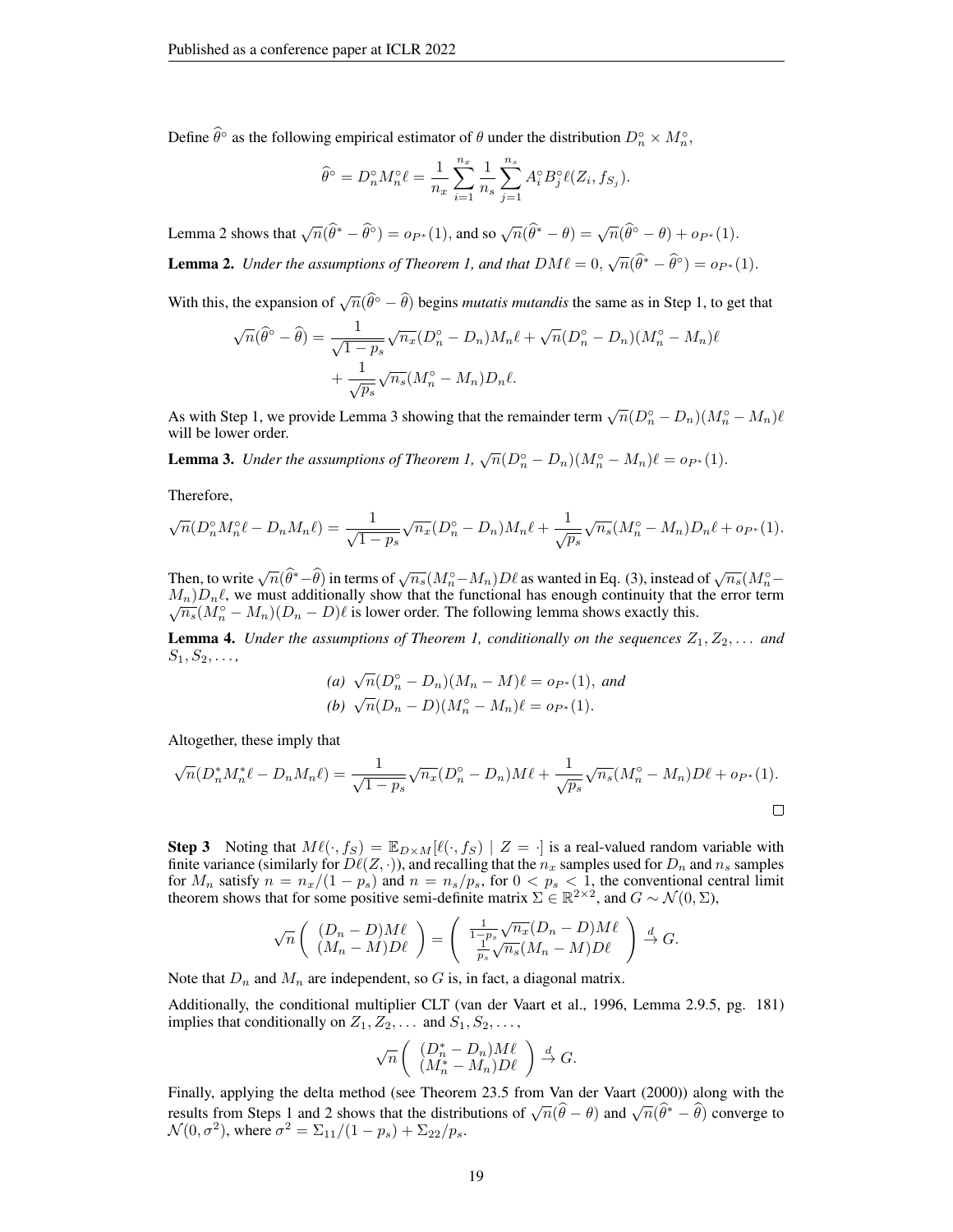Define $\widehat{\theta}^\circ$ as the following empirical estimator of $\theta$ under the distribution $D_n^\circ \times M_n^\circ$,

$$\widehat{\theta}^\circ = D_n^\circ M_n^\circ \ell = \frac{1}{n_x}\sum_{i=1}^{n_x} \frac{1}{n_s}\sum_{j=1}^{n_s} A_i^\circ B_j^\circ \ell(Z_i, f_{S_j}).$$

Lemma 2 shows that $\sqrt{n}(\widehat{\theta}^* - \widehat{\theta}^\circ) = o_{P^*}(1)$, and so $\sqrt{n}(\widehat{\theta}^* - \theta) = \sqrt{n}(\widehat{\theta}^\circ - \theta) + o_{P^*}(1)$.

**Lemma 2.** *Under the assumptions of Theorem 1, and that $DM\ell = 0$, $\sqrt{n}(\widehat{\theta}^* - \widehat{\theta}^\circ) = o_{P^*}(1)$.*

With this, the expansion of $\sqrt{n}(\widehat{\theta}^\circ - \widehat{\theta})$ begins *mutatis mutandis* the same as in Step 1, to get that

$$\begin{aligned}\sqrt{n}(\widehat{\theta}^\circ - \widehat{\theta}) = &\frac{1}{\sqrt{1-p_s}}\sqrt{n_x}(D_n^\circ - D_n)M_n\ell + \sqrt{n}(D_n^\circ - D_n)(M_n^\circ - M_n)\ell \\ &+ \frac{1}{\sqrt{p_s}}\sqrt{n_s}(M_n^\circ - M_n)D_n\ell.\end{aligned}$$

As with Step 1, we provide Lemma 3 showing that the remainder term $\sqrt{n}(D_n^\circ - D_n)(M_n^\circ - M_n)\ell$ will be lower order.

**Lemma 3.** *Under the assumptions of Theorem 1, $\sqrt{n}(D_n^\circ - D_n)(M_n^\circ - M_n)\ell = o_{P^*}(1)$.*

Therefore,

$$\sqrt{n}(D_n^\circ M_n^\circ \ell - D_n M_n \ell) = \frac{1}{\sqrt{1-p_s}}\sqrt{n_x}(D_n^\circ - D_n)M_n\ell + \frac{1}{\sqrt{p_s}}\sqrt{n_s}(M_n^\circ - M_n)D_n\ell + o_{P^*}(1).$$

Then, to write $\sqrt{n}(\widehat{\theta}^* - \widehat{\theta})$ in terms of $\sqrt{n_s}(M_n^\circ - M_n)D\ell$ as wanted in Eq. (3), instead of $\sqrt{n_s}(M_n^\circ - M_n)D_n\ell$, we must additionally show that the functional has enough continuity that the error term $\sqrt{n_s}(M_n^\circ - M_n)(D_n - D)\ell$ is lower order. The following lemma shows exactly this.

**Lemma 4.** *Under the assumptions of Theorem 1, conditionally on the sequences $Z_1, Z_2, \ldots$ and $S_1, S_2, \ldots$,*

*(a) $\sqrt{n}(D_n^\circ - D_n)(M_n - M)\ell = o_{P^*}(1)$, and*

*(b) $\sqrt{n}(D_n - D)(M_n^\circ - M_n)\ell = o_{P^*}(1)$.*

Altogether, these imply that

$$\sqrt{n}(D_n^* M_n^* \ell - D_n M_n \ell) = \frac{1}{\sqrt{1-p_s}}\sqrt{n_x}(D_n^\circ - D_n)M\ell + \frac{1}{\sqrt{p_s}}\sqrt{n_s}(M_n^\circ - M_n)D\ell + o_{P^*}(1).$$

□

**Step 3** Noting that $M\ell(\cdot, f_S) = \mathbb{E}_{D\times M}[\ell(\cdot, f_S) \mid Z = \cdot]$ is a real-valued random variable with finite variance (similarly for $D\ell(Z, \cdot)$), and recalling that the $n_x$ samples used for $D_n$ and $n_s$ samples for $M_n$ satisfy $n = n_x/(1-p_s)$ and $n = n_s/p_s$, for $0 < p_s < 1$, the conventional central limit theorem shows that for some positive semi-definite matrix $\Sigma \in \mathbb{R}^{2\times 2}$, and $G \sim \mathcal{N}(0, \Sigma)$,

$$\sqrt{n}\begin{pmatrix} (D_n - D)M\ell \\ (M_n - M)D\ell \end{pmatrix} = \begin{pmatrix} \frac{1}{1-p_s}\sqrt{n_x}(D_n - D)M\ell \\ \frac{1}{p_s}\sqrt{n_s}(M_n - M)D\ell \end{pmatrix} \xrightarrow{d} G.$$

Note that $D_n$ and $M_n$ are independent, so $G$ is, in fact, a diagonal matrix.

Additionally, the conditional multiplier CLT (van der Vaart et al., 1996, Lemma 2.9.5, pg. 181) implies that conditionally on $Z_1, Z_2, \ldots$ and $S_1, S_2, \ldots$,

$$\sqrt{n}\begin{pmatrix} (D_n^* - D_n)M\ell \\ (M_n^* - M_n)D\ell \end{pmatrix} \xrightarrow{d} G.$$

Finally, applying the delta method (see Theorem 23.5 from Van der Vaart (2000)) along with the results from Steps 1 and 2 shows that the distributions of $\sqrt{n}(\widehat{\theta} - \theta)$ and $\sqrt{n}(\widehat{\theta}^* - \widehat{\theta})$ converge to $\mathcal{N}(0, \sigma^2)$, where $\sigma^2 = \Sigma_{11}/(1-p_s) + \Sigma_{22}/p_s$.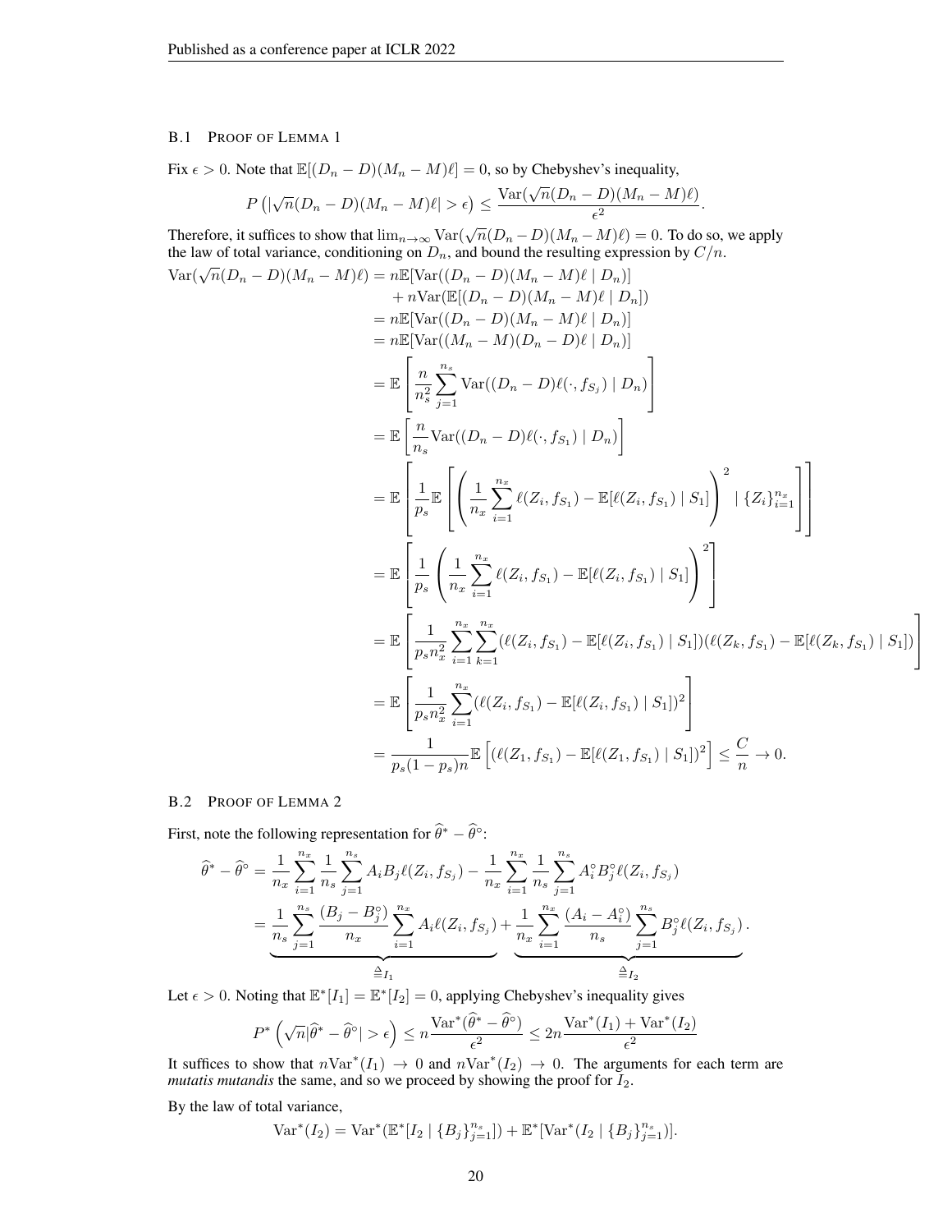### B.1 Proof of Lemma 1

Fix $\epsilon > 0$. Note that $\mathbb{E}[(D_n - D)(M_n - M)\ell] = 0$, so by Chebyshev's inequality,

$$P\left(|\sqrt{n}(D_n - D)(M_n - M)\ell| > \epsilon\right) \leq \frac{\mathrm{Var}(\sqrt{n}(D_n - D)(M_n - M)\ell)}{\epsilon^2}.$$

Therefore, it suffices to show that $\lim_{n\to\infty} \mathrm{Var}(\sqrt{n}(D_n - D)(M_n - M)\ell) = 0$. To do so, we apply the law of total variance, conditioning on $D_n$, and bound the resulting expression by $C/n$.

$$\begin{aligned}
\mathrm{Var}(\sqrt{n}(D_n - D)(M_n - M)\ell) &= n\mathbb{E}[\mathrm{Var}((D_n - D)(M_n - M)\ell \mid D_n)] \\
&\quad + n\mathrm{Var}(\mathbb{E}[(D_n - D)(M_n - M)\ell \mid D_n]) \\
&= n\mathbb{E}[\mathrm{Var}((D_n - D)(M_n - M)\ell \mid D_n)] \\
&= n\mathbb{E}[\mathrm{Var}((M_n - M)(D_n - D)\ell \mid D_n)] \\
&= \mathbb{E}\left[\frac{n}{n_s^2}\sum_{j=1}^{n_s} \mathrm{Var}((D_n - D)\ell(\cdot, f_{S_j}) \mid D_n)\right] \\
&= \mathbb{E}\left[\frac{n}{n_s}\mathrm{Var}((D_n - D)\ell(\cdot, f_{S_1}) \mid D_n)\right] \\
&= \mathbb{E}\left[\frac{1}{p_s}\mathbb{E}\left[\left(\frac{1}{n_x}\sum_{i=1}^{n_x} \ell(Z_i, f_{S_1}) - \mathbb{E}[\ell(Z_i, f_{S_1}) \mid S_1]\right)^2 \mid \{Z_i\}_{i=1}^{n_x}\right]\right] \\
&= \mathbb{E}\left[\frac{1}{p_s}\left(\frac{1}{n_x}\sum_{i=1}^{n_x} \ell(Z_i, f_{S_1}) - \mathbb{E}[\ell(Z_i, f_{S_1}) \mid S_1]\right)^2\right] \\
&= \mathbb{E}\left[\frac{1}{p_s n_x^2}\sum_{i=1}^{n_x}\sum_{k=1}^{n_x}(\ell(Z_i, f_{S_1}) - \mathbb{E}[\ell(Z_i, f_{S_1}) \mid S_1])(\ell(Z_k, f_{S_1}) - \mathbb{E}[\ell(Z_k, f_{S_1}) \mid S_1])\right] \\
&= \mathbb{E}\left[\frac{1}{p_s n_x^2}\sum_{i=1}^{n_x}(\ell(Z_i, f_{S_1}) - \mathbb{E}[\ell(Z_i, f_{S_1}) \mid S_1])^2\right] \\
&= \frac{1}{p_s(1-p_s)n}\mathbb{E}\left[(\ell(Z_1, f_{S_1}) - \mathbb{E}[\ell(Z_1, f_{S_1}) \mid S_1])^2\right] \leq \frac{C}{n} \to 0.
\end{aligned}$$

### B.2 Proof of Lemma 2

First, note the following representation for $\widehat{\theta}^* - \widehat{\theta}^\circ$:

$$\begin{aligned}
\widehat{\theta}^* - \widehat{\theta}^\circ &= \frac{1}{n_x}\sum_{i=1}^{n_x}\frac{1}{n_s}\sum_{j=1}^{n_s} A_i B_j \ell(Z_i, f_{S_j}) - \frac{1}{n_x}\sum_{i=1}^{n_x}\frac{1}{n_s}\sum_{j=1}^{n_s} A_i^\circ B_j^\circ \ell(Z_i, f_{S_j}) \\
&= \underbrace{\frac{1}{n_s}\sum_{j=1}^{n_s}\frac{(B_j - B_j^\circ)}{n_x}\sum_{i=1}^{n_x} A_i \ell(Z_i, f_{S_j})}_{\triangleq I_1} + \underbrace{\frac{1}{n_x}\sum_{i=1}^{n_x}\frac{(A_i - A_i^\circ)}{n_s}\sum_{j=1}^{n_s} B_j^\circ \ell(Z_i, f_{S_j})}_{\triangleq I_2}.
\end{aligned}$$

Let $\epsilon > 0$. Noting that $\mathbb{E}^*[I_1] = \mathbb{E}^*[I_2] = 0$, applying Chebyshev's inequality gives

$$P^*\left(\sqrt{n}|\widehat{\theta}^* - \widehat{\theta}^\circ| > \epsilon\right) \leq n\frac{\mathrm{Var}^*(\widehat{\theta}^* - \widehat{\theta}^\circ)}{\epsilon^2} \leq 2n\frac{\mathrm{Var}^*(I_1) + \mathrm{Var}^*(I_2)}{\epsilon^2}$$

It suffices to show that $n\mathrm{Var}^*(I_1) \to 0$ and $n\mathrm{Var}^*(I_2) \to 0$. The arguments for each term are *mutatis mutandis* the same, and so we proceed by showing the proof for $I_2$.

By the law of total variance,

$$\mathrm{Var}^*(I_2) = \mathrm{Var}^*(\mathbb{E}^*[I_2 \mid \{B_j\}_{j=1}^{n_s}]) + \mathbb{E}^*[\mathrm{Var}^*(I_2 \mid \{B_j\}_{j=1}^{n_s})].$$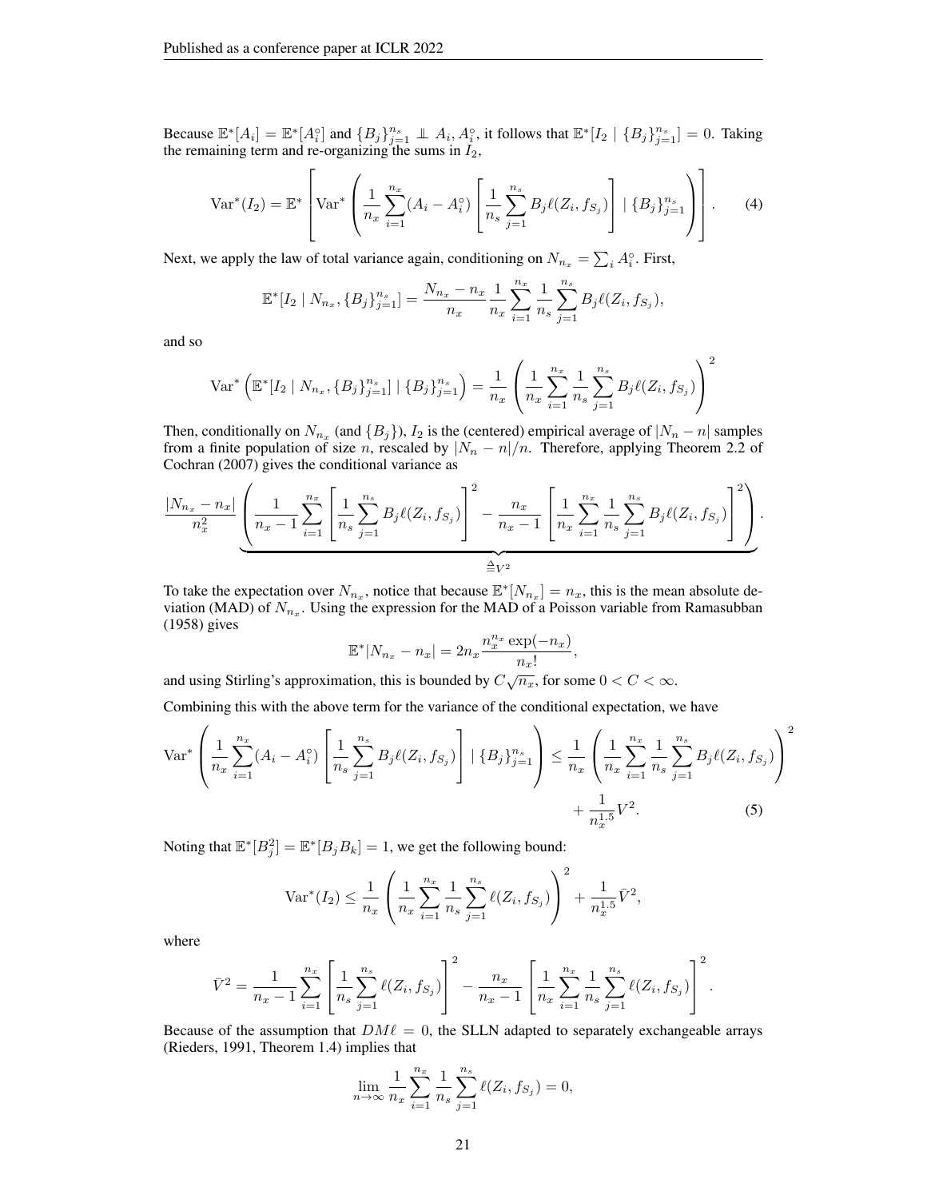Because $\mathbb{E}^*[A_i] = \mathbb{E}^*[A_i^\circ]$ and $\{B_j\}_{j=1}^{n_s} \perp\!\!\!\perp A_i, A_i^\circ$, it follows that $\mathbb{E}^*[I_2 \mid \{B_j\}_{j=1}^{n_s}] = 0$. Taking the remaining term and re-organizing the sums in $I_2$,

$$\mathrm{Var}^*(I_2) = \mathbb{E}^* \left[ \mathrm{Var}^* \left( \frac{1}{n_x} \sum_{i=1}^{n_x} (A_i - A_i^\circ) \left[ \frac{1}{n_s} \sum_{j=1}^{n_s} B_j \ell(Z_i, f_{S_j}) \right] \mid \{B_j\}_{j=1}^{n_s} \right) \right]. \tag{4}$$

Next, we apply the law of total variance again, conditioning on $N_{n_x} = \sum_i A_i^\circ$. First,

$$\mathbb{E}^*[I_2 \mid N_{n_x}, \{B_j\}_{j=1}^{n_s}] = \frac{N_{n_x} - n_x}{n_x} \frac{1}{n_x} \sum_{i=1}^{n_x} \frac{1}{n_s} \sum_{j=1}^{n_s} B_j \ell(Z_i, f_{S_j}),$$

and so

$$\mathrm{Var}^* \left( \mathbb{E}^*[I_2 \mid N_{n_x}, \{B_j\}_{j=1}^{n_s}] \mid \{B_j\}_{j=1}^{n_s} \right) = \frac{1}{n_x} \left( \frac{1}{n_x} \sum_{i=1}^{n_x} \frac{1}{n_s} \sum_{j=1}^{n_s} B_j \ell(Z_i, f_{S_j}) \right)^2$$

Then, conditionally on $N_{n_x}$ (and $\{B_j\}$), $I_2$ is the (centered) empirical average of $|N_n - n|$ samples from a finite population of size $n$, rescaled by $|N_n - n|/n$. Therefore, applying Theorem 2.2 of Cochran (2007) gives the conditional variance as

$$\frac{|N_{n_x} - n_x|}{n_x^2} \underbrace{\left( \frac{1}{n_x - 1} \sum_{i=1}^{n_x} \left[ \frac{1}{n_s} \sum_{j=1}^{n_s} B_j \ell(Z_i, f_{S_j}) \right]^2 - \frac{n_x}{n_x - 1} \left[ \frac{1}{n_x} \sum_{i=1}^{n_x} \frac{1}{n_s} \sum_{j=1}^{n_s} B_j \ell(Z_i, f_{S_j}) \right]^2 \right)}_{\triangleq V^2}.$$

To take the expectation over $N_{n_x}$, notice that because $\mathbb{E}^*[N_{n_x}] = n_x$, this is the mean absolute deviation (MAD) of $N_{n_x}$. Using the expression for the MAD of a Poisson variable from Ramasubban (1958) gives

$$\mathbb{E}^*|N_{n_x} - n_x| = 2n_x \frac{n_x^{n_x} \exp(-n_x)}{n_x!},$$

and using Stirling's approximation, this is bounded by $C\sqrt{n_x}$, for some $0 < C < \infty$.

Combining this with the above term for the variance of the conditional expectation, we have

$$\mathrm{Var}^* \left( \frac{1}{n_x} \sum_{i=1}^{n_x} (A_i - A_i^\circ) \left[ \frac{1}{n_s} \sum_{j=1}^{n_s} B_j \ell(Z_i, f_{S_j}) \right] \mid \{B_j\}_{j=1}^{n_s} \right) \leq \frac{1}{n_x} \left( \frac{1}{n_x} \sum_{i=1}^{n_x} \frac{1}{n_s} \sum_{j=1}^{n_s} B_j \ell(Z_i, f_{S_j}) \right)^2 + \frac{1}{n_x^{1.5}} V^2. \tag{5}$$

Noting that $\mathbb{E}^*[B_j^2] = \mathbb{E}^*[B_j B_k] = 1$, we get the following bound:

$$\mathrm{Var}^*(I_2) \leq \frac{1}{n_x} \left( \frac{1}{n_x} \sum_{i=1}^{n_x} \frac{1}{n_s} \sum_{j=1}^{n_s} \ell(Z_i, f_{S_j}) \right)^2 + \frac{1}{n_x^{1.5}} \bar{V}^2,$$

where

$$\bar{V}^2 = \frac{1}{n_x - 1} \sum_{i=1}^{n_x} \left[ \frac{1}{n_s} \sum_{j=1}^{n_s} \ell(Z_i, f_{S_j}) \right]^2 - \frac{n_x}{n_x - 1} \left[ \frac{1}{n_x} \sum_{i=1}^{n_x} \frac{1}{n_s} \sum_{j=1}^{n_s} \ell(Z_i, f_{S_j}) \right]^2.$$

Because of the assumption that $DM\ell = 0$, the SLLN adapted to separately exchangeable arrays (Rieders, 1991, Theorem 1.4) implies that

$$\lim_{n \to \infty} \frac{1}{n_x} \sum_{i=1}^{n_x} \frac{1}{n_s} \sum_{j=1}^{n_s} \ell(Z_i, f_{S_j}) = 0,$$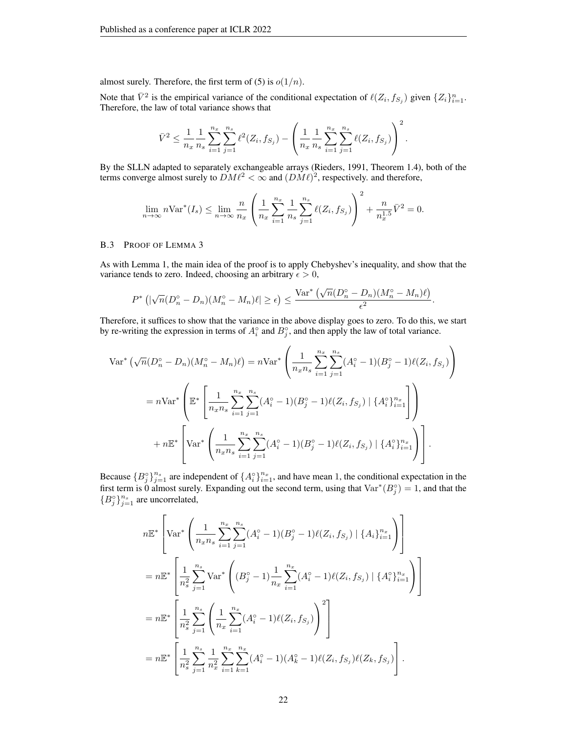almost surely. Therefore, the first term of (5) is $o(1/n)$.

Note that $\bar{V}^2$ is the empirical variance of the conditional expectation of $\ell(Z_i, f_{S_j})$ given $\{Z_i\}_{i=1}^n$. Therefore, the law of total variance shows that

$$\bar{V}^2 \leq \frac{1}{n_x}\frac{1}{n_s}\sum_{i=1}^{n_x}\sum_{j=1}^{n_s}\ell^2(Z_i, f_{S_j}) - \left(\frac{1}{n_x}\frac{1}{n_s}\sum_{i=1}^{n_x}\sum_{j=1}^{n_s}\ell(Z_i, f_{S_j})\right)^2.$$

By the SLLN adapted to separately exchangeable arrays (Rieders, 1991, Theorem 1.4), both of the terms converge almost surely to $DM\ell^2 < \infty$ and $(DM\ell)^2$, respectively. and therefore,

$$\lim_{n\to\infty} n\mathrm{Var}^*(I_s) \leq \lim_{n\to\infty}\frac{n}{n_x}\left(\frac{1}{n_x}\sum_{i=1}^{n_x}\frac{1}{n_s}\sum_{j=1}^{n_s}\ell(Z_i, f_{S_j})\right)^2 + \frac{n}{n_x^{1.5}}\bar{V}^2 = 0.$$

### B.3 Proof of Lemma 3

As with Lemma 1, the main idea of the proof is to apply Chebyshev's inequality, and show that the variance tends to zero. Indeed, choosing an arbitrary $\epsilon > 0$,

$$P^*\left(|\sqrt{n}(D_n^\circ - D_n)(M_n^\circ - M_n)\ell| \geq \epsilon\right) \leq \frac{\mathrm{Var}^*\left(\sqrt{n}(D_n^\circ - D_n)(M_n^\circ - M_n)\ell\right)}{\epsilon^2}.$$

Therefore, it suffices to show that the variance in the above display goes to zero. To do this, we start by re-writing the expression in terms of $A_i^\circ$ and $B_j^\circ$, and then apply the law of total variance.

$$\begin{aligned}
\mathrm{Var}^*\left(\sqrt{n}(D_n^\circ - D_n)(M_n^\circ - M_n)\ell\right) &= n\mathrm{Var}^*\left(\frac{1}{n_x n_s}\sum_{i=1}^{n_x}\sum_{j=1}^{n_s}(A_i^\circ - 1)(B_j^\circ - 1)\ell(Z_i, f_{S_j})\right) \\
&= n\mathrm{Var}^*\left(\mathbb{E}^*\left[\frac{1}{n_x n_s}\sum_{i=1}^{n_x}\sum_{j=1}^{n_s}(A_i^\circ - 1)(B_j^\circ - 1)\ell(Z_i, f_{S_j}) \mid \{A_i^\circ\}_{i=1}^{n_x}\right]\right) \\
&\quad + n\mathbb{E}^*\left[\mathrm{Var}^*\left(\frac{1}{n_x n_s}\sum_{i=1}^{n_x}\sum_{j=1}^{n_s}(A_i^\circ - 1)(B_j^\circ - 1)\ell(Z_i, f_{S_j}) \mid \{A_i^\circ\}_{i=1}^{n_x}\right)\right].
\end{aligned}$$

Because $\{B_j^\circ\}_{j=1}^{n_s}$ are independent of $\{A_i^\circ\}_{i=1}^{n_x}$, and have mean 1, the conditional expectation in the first term is 0 almost surely. Expanding out the second term, using that $\mathrm{Var}^*(B_j^\circ) = 1$, and that the $\{B_j^\circ\}_{j=1}^{n_s}$ are uncorrelated,

$$\begin{aligned}
&n\mathbb{E}^*\left[\mathrm{Var}^*\left(\frac{1}{n_x n_s}\sum_{i=1}^{n_x}\sum_{j=1}^{n_s}(A_i^\circ - 1)(B_j^\circ - 1)\ell(Z_i, f_{S_j}) \mid \{A_i\}_{i=1}^{n_x}\right)\right] \\
&= n\mathbb{E}^*\left[\frac{1}{n_s^2}\sum_{j=1}^{n_s}\mathrm{Var}^*\left((B_j^\circ - 1)\frac{1}{n_x}\sum_{i=1}^{n_x}(A_i^\circ - 1)\ell(Z_i, f_{S_j}) \mid \{A_i^\circ\}_{i=1}^{n_x}\right)\right] \\
&= n\mathbb{E}^*\left[\frac{1}{n_s^2}\sum_{j=1}^{n_s}\left(\frac{1}{n_x}\sum_{i=1}^{n_x}(A_i^\circ - 1)\ell(Z_i, f_{S_j})\right)^2\right] \\
&= n\mathbb{E}^*\left[\frac{1}{n_s^2}\sum_{j=1}^{n_s}\frac{1}{n_x^2}\sum_{i=1}^{n_x}\sum_{k=1}^{n_x}(A_i^\circ - 1)(A_k^\circ - 1)\ell(Z_i, f_{S_j})\ell(Z_k, f_{S_j})\right].
\end{aligned}$$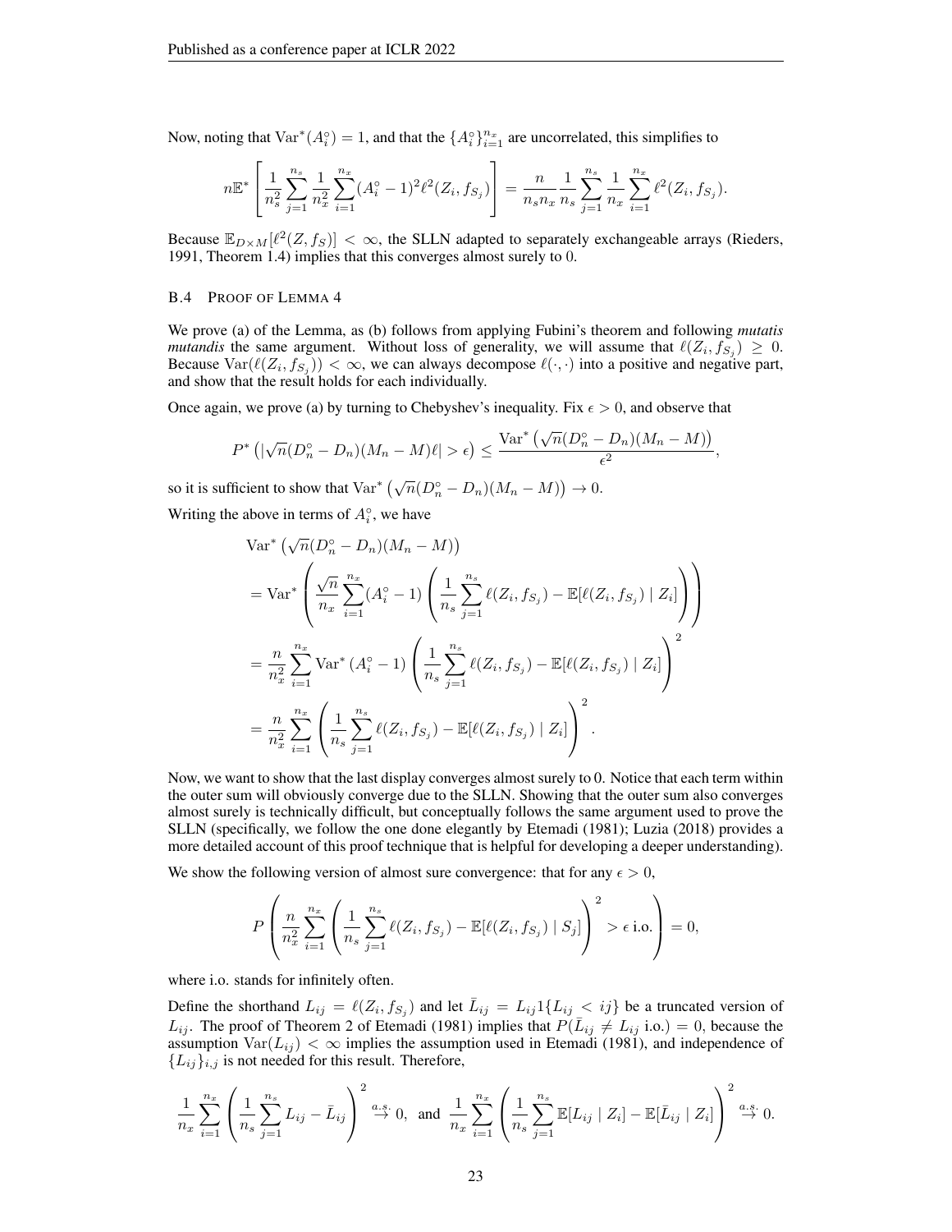Now, noting that $\text{Var}^*(A_i^\circ) = 1$, and that the $\{A_i^\circ\}_{i=1}^{n_x}$ are uncorrelated, this simplifies to

$$n\mathbb{E}^* \left[ \frac{1}{n_s^2} \sum_{j=1}^{n_s} \frac{1}{n_x^2} \sum_{i=1}^{n_x} (A_i^\circ - 1)^2 \ell^2(Z_i, f_{S_j}) \right] = \frac{n}{n_s n_x} \frac{1}{n_s} \sum_{j=1}^{n_s} \frac{1}{n_x} \sum_{i=1}^{n_x} \ell^2(Z_i, f_{S_j}).$$

Because $\mathbb{E}_{D \times M}[\ell^2(Z, f_S)] < \infty$, the SLLN adapted to separately exchangeable arrays (Rieders, 1991, Theorem 1.4) implies that this converges almost surely to 0.

### B.4 Proof of Lemma 4

We prove (a) of the Lemma, as (b) follows from applying Fubini's theorem and following *mutatis mutandis* the same argument. Without loss of generality, we will assume that $\ell(Z_i, f_{S_j}) \geq 0$. Because $\text{Var}(\ell(Z_i, f_{S_j})) < \infty$, we can always decompose $\ell(\cdot, \cdot)$ into a positive and negative part, and show that the result holds for each individually.

Once again, we prove (a) by turning to Chebyshev's inequality. Fix $\epsilon > 0$, and observe that

$$P^* \left( |\sqrt{n}(D_n^\circ - D_n)(M_n - M)\ell| > \epsilon \right) \leq \frac{\text{Var}^* \left( \sqrt{n}(D_n^\circ - D_n)(M_n - M) \right)}{\epsilon^2},$$

so it is sufficient to show that $\text{Var}^* \left( \sqrt{n}(D_n^\circ - D_n)(M_n - M) \right) \to 0$.

Writing the above in terms of $A_i^\circ$, we have

$$\begin{aligned}
&\text{Var}^* \left( \sqrt{n}(D_n^\circ - D_n)(M_n - M) \right) \\
&= \text{Var}^* \left( \frac{\sqrt{n}}{n_x} \sum_{i=1}^{n_x} (A_i^\circ - 1) \left( \frac{1}{n_s} \sum_{j=1}^{n_s} \ell(Z_i, f_{S_j}) - \mathbb{E}[\ell(Z_i, f_{S_j}) \mid Z_i] \right) \right) \\
&= \frac{n}{n_x^2} \sum_{i=1}^{n_x} \text{Var}^* \left( A_i^\circ - 1 \right) \left( \frac{1}{n_s} \sum_{j=1}^{n_s} \ell(Z_i, f_{S_j}) - \mathbb{E}[\ell(Z_i, f_{S_j}) \mid Z_i] \right)^2 \\
&= \frac{n}{n_x^2} \sum_{i=1}^{n_x} \left( \frac{1}{n_s} \sum_{j=1}^{n_s} \ell(Z_i, f_{S_j}) - \mathbb{E}[\ell(Z_i, f_{S_j}) \mid Z_i] \right)^2.
\end{aligned}$$

Now, we want to show that the last display converges almost surely to 0. Notice that each term within the outer sum will obviously converge due to the SLLN. Showing that the outer sum also converges almost surely is technically difficult, but conceptually follows the same argument used to prove the SLLN (specifically, we follow the one done elegantly by Etemadi (1981); Luzia (2018) provides a more detailed account of this proof technique that is helpful for developing a deeper understanding).

We show the following version of almost sure convergence: that for any $\epsilon > 0$,

$$P \left( \frac{n}{n_x^2} \sum_{i=1}^{n_x} \left( \frac{1}{n_s} \sum_{j=1}^{n_s} \ell(Z_i, f_{S_j}) - \mathbb{E}[\ell(Z_i, f_{S_j}) \mid S_j] \right)^2 > \epsilon \text{ i.o.} \right) = 0,$$

where i.o. stands for infinitely often.

Define the shorthand $L_{ij} = \ell(Z_i, f_{S_j})$ and let $\bar{L}_{ij} = L_{ij} 1\{L_{ij} < ij\}$ be a truncated version of $L_{ij}$. The proof of Theorem 2 of Etemadi (1981) implies that $P(\bar{L}_{ij} \neq L_{ij} \text{ i.o.}) = 0$, because the assumption $\text{Var}(L_{ij}) < \infty$ implies the assumption used in Etemadi (1981), and independence of $\{L_{ij}\}_{i,j}$ is not needed for this result. Therefore,

$$\frac{1}{n_x} \sum_{i=1}^{n_x} \left( \frac{1}{n_s} \sum_{j=1}^{n_s} L_{ij} - \bar{L}_{ij} \right)^2 \overset{a.s.}{\to} 0, \text{ and } \frac{1}{n_x} \sum_{i=1}^{n_x} \left( \frac{1}{n_s} \sum_{j=1}^{n_s} \mathbb{E}[L_{ij} \mid Z_i] - \mathbb{E}[\bar{L}_{ij} \mid Z_i] \right)^2 \overset{a.s.}{\to} 0.$$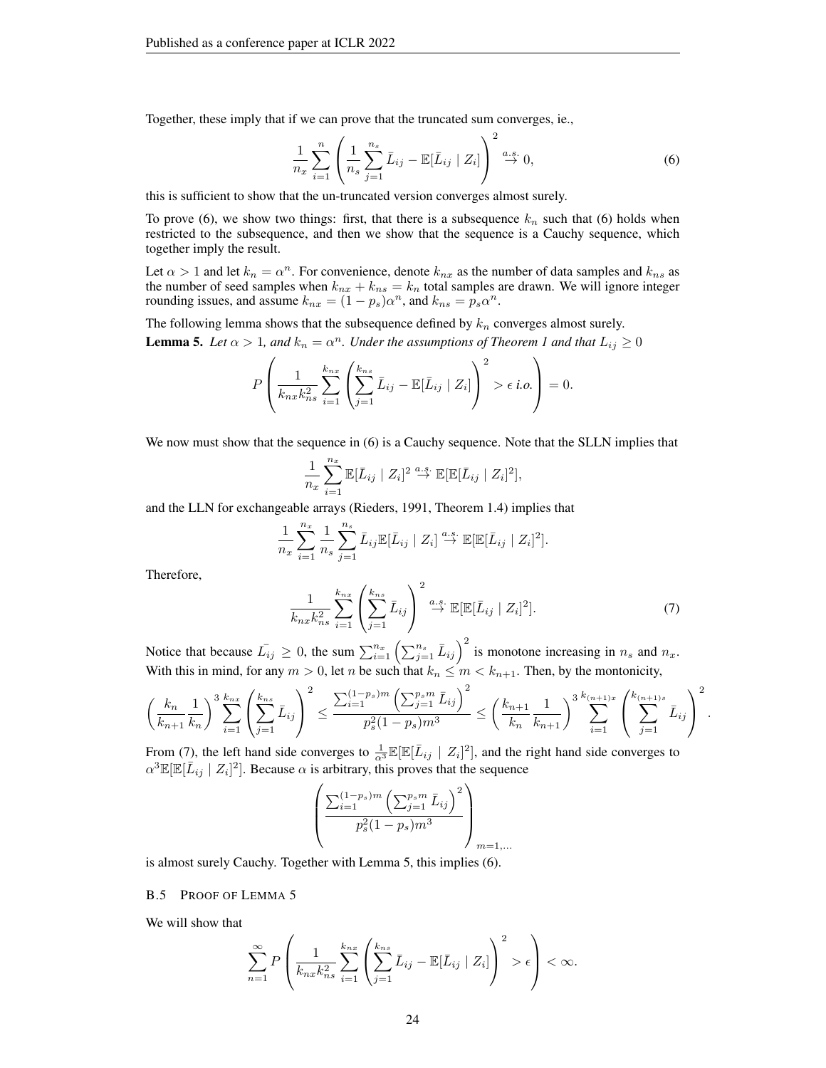Together, these imply that if we can prove that the truncated sum converges, ie.,

$$\frac{1}{n_x}\sum_{i=1}^{n}\left(\frac{1}{n_s}\sum_{j=1}^{n_s}\bar{L}_{ij}-\mathbb{E}[\bar{L}_{ij}\mid Z_i]\right)^2 \overset{a.s.}{\to} 0, \tag{6}$$

this is sufficient to show that the un-truncated version converges almost surely.

To prove (6), we show two things: first, that there is a subsequence $k_n$ such that (6) holds when restricted to the subsequence, and then we show that the sequence is a Cauchy sequence, which together imply the result.

Let $\alpha > 1$ and let $k_n = \alpha^n$. For convenience, denote $k_{nx}$ as the number of data samples and $k_{ns}$ as the number of seed samples when $k_{nx} + k_{ns} = k_n$ total samples are drawn. We will ignore integer rounding issues, and assume $k_{nx} = (1 - p_s)\alpha^n$, and $k_{ns} = p_s\alpha^n$.

The following lemma shows that the subsequence defined by $k_n$ converges almost surely.

**Lemma 5.** *Let $\alpha > 1$, and $k_n = \alpha^n$. Under the assumptions of Theorem 1 and that $L_{ij} \geq 0$*

$$P\left(\frac{1}{k_{nx}k_{ns}^2}\sum_{i=1}^{k_{nx}}\left(\sum_{j=1}^{k_{ns}}\bar{L}_{ij}-\mathbb{E}[\bar{L}_{ij}\mid Z_i]\right)^2 > \epsilon \text{ i.o.}\right) = 0.$$

We now must show that the sequence in (6) is a Cauchy sequence. Note that the SLLN implies that

$$\frac{1}{n_x}\sum_{i=1}^{n_x}\mathbb{E}[\bar{L}_{ij}\mid Z_i]^2 \overset{a.s.}{\to} \mathbb{E}[\mathbb{E}[\bar{L}_{ij}\mid Z_i]^2],$$

and the LLN for exchangeable arrays (Rieders, 1991, Theorem 1.4) implies that

$$\frac{1}{n_x}\sum_{i=1}^{n_x}\frac{1}{n_s}\sum_{j=1}^{n_s}\bar{L}_{ij}\mathbb{E}[\bar{L}_{ij}\mid Z_i] \overset{a.s.}{\to} \mathbb{E}[\mathbb{E}[\bar{L}_{ij}\mid Z_i]^2].$$

Therefore,

$$\frac{1}{k_{nx}k_{ns}^2}\sum_{i=1}^{k_{nx}}\left(\sum_{j=1}^{k_{ns}}\bar{L}_{ij}\right)^2 \overset{a.s.}{\to} \mathbb{E}[\mathbb{E}[\bar{L}_{ij}\mid Z_i]^2]. \tag{7}$$

Notice that because $\bar{L}_{ij} \geq 0$, the sum $\sum_{i=1}^{n_x}\left(\sum_{j=1}^{n_s}\bar{L}_{ij}\right)^2$ is monotone increasing in $n_s$ and $n_x$. With this in mind, for any $m > 0$, let $n$ be such that $k_n \leq m < k_{n+1}$. Then, by the montonicity,

$$\left(\frac{k_n}{k_{n+1}}\frac{1}{k_n}\right)^3\sum_{i=1}^{k_{nx}}\left(\sum_{j=1}^{k_{ns}}\bar{L}_{ij}\right)^2 \leq \frac{\sum_{i=1}^{(1-p_s)m}\left(\sum_{j=1}^{p_sm}\bar{L}_{ij}\right)^2}{p_s^2(1-p_s)m^3} \leq \left(\frac{k_{n+1}}{k_n}\frac{1}{k_{n+1}}\right)^3\sum_{i=1}^{k_{(n+1)x}}\left(\sum_{j=1}^{k_{(n+1)s}}\bar{L}_{ij}\right)^2.$$

From (7), the left hand side converges to $\frac{1}{\alpha^3}\mathbb{E}[\mathbb{E}[\bar{L}_{ij}\mid Z_i]^2]$, and the right hand side converges to $\alpha^3\mathbb{E}[\mathbb{E}[\bar{L}_{ij}\mid Z_i]^2]$. Because $\alpha$ is arbitrary, this proves that the sequence

$$\left(\frac{\sum_{i=1}^{(1-p_s)m}\left(\sum_{j=1}^{p_sm}\bar{L}_{ij}\right)^2}{p_s^2(1-p_s)m^3}\right)_{m=1,\ldots}$$

is almost surely Cauchy. Together with Lemma 5, this implies (6).

### B.5 Proof of Lemma 5

We will show that

$$\sum_{n=1}^{\infty}P\left(\frac{1}{k_{nx}k_{ns}^2}\sum_{i=1}^{k_{nx}}\left(\sum_{j=1}^{k_{ns}}\bar{L}_{ij}-\mathbb{E}[\bar{L}_{ij}\mid Z_i]\right)^2 > \epsilon\right) < \infty.$$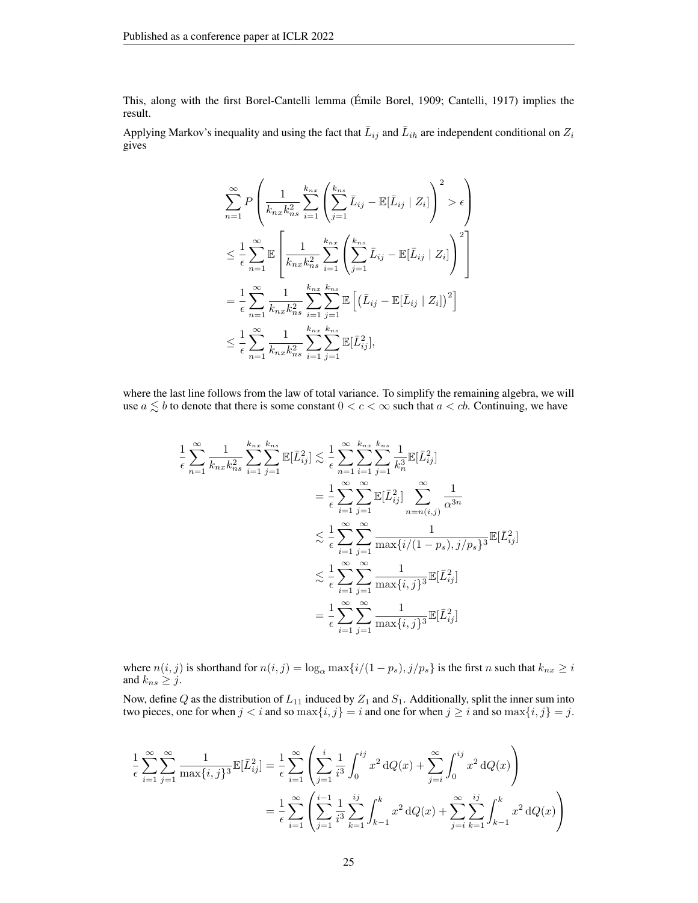This, along with the first Borel-Cantelli lemma (Émile Borel, 1909; Cantelli, 1917) implies the result.

Applying Markov's inequality and using the fact that $\bar{L}_{ij}$ and $\bar{L}_{ih}$ are independent conditional on $Z_i$ gives

$$
\begin{aligned}
&\sum_{n=1}^{\infty} P\left(\frac{1}{k_{nx}k_{ns}^2}\sum_{i=1}^{k_{nx}}\left(\sum_{j=1}^{k_{ns}}\bar{L}_{ij} - \mathbb{E}[\bar{L}_{ij} \mid Z_i]\right)^2 > \epsilon\right) \\
&\leq \frac{1}{\epsilon}\sum_{n=1}^{\infty}\mathbb{E}\left[\frac{1}{k_{nx}k_{ns}^2}\sum_{i=1}^{k_{nx}}\left(\sum_{j=1}^{k_{ns}}\bar{L}_{ij} - \mathbb{E}[\bar{L}_{ij} \mid Z_i]\right)^2\right] \\
&= \frac{1}{\epsilon}\sum_{n=1}^{\infty}\frac{1}{k_{nx}k_{ns}^2}\sum_{i=1}^{k_{nx}}\sum_{j=1}^{k_{ns}}\mathbb{E}\left[\left(\bar{L}_{ij} - \mathbb{E}[\bar{L}_{ij} \mid Z_i]\right)^2\right] \\
&\leq \frac{1}{\epsilon}\sum_{n=1}^{\infty}\frac{1}{k_{nx}k_{ns}^2}\sum_{i=1}^{k_{nx}}\sum_{j=1}^{k_{ns}}\mathbb{E}[\bar{L}_{ij}^2],
\end{aligned}
$$

where the last line follows from the law of total variance. To simplify the remaining algebra, we will use $a \lesssim b$ to denote that there is some constant $0 < c < \infty$ such that $a < cb$. Continuing, we have

$$
\begin{aligned}
\frac{1}{\epsilon}\sum_{n=1}^{\infty}\frac{1}{k_{nx}k_{ns}^2}\sum_{i=1}^{k_{nx}}\sum_{j=1}^{k_{ns}}\mathbb{E}[\bar{L}_{ij}^2] &\lesssim \frac{1}{\epsilon}\sum_{n=1}^{\infty}\sum_{i=1}^{k_{nx}}\sum_{j=1}^{k_{ns}}\frac{1}{k_n^3}\mathbb{E}[\bar{L}_{ij}^2] \\
&= \frac{1}{\epsilon}\sum_{i=1}^{\infty}\sum_{j=1}^{\infty}\mathbb{E}[\bar{L}_{ij}^2]\sum_{n=n(i,j)}^{\infty}\frac{1}{\alpha^{3n}} \\
&\lesssim \frac{1}{\epsilon}\sum_{i=1}^{\infty}\sum_{j=1}^{\infty}\frac{1}{\max\{i/(1-p_s), j/p_s\}^3}\mathbb{E}[\bar{L}_{ij}^2] \\
&\lesssim \frac{1}{\epsilon}\sum_{i=1}^{\infty}\sum_{j=1}^{\infty}\frac{1}{\max\{i,j\}^3}\mathbb{E}[\bar{L}_{ij}^2] \\
&= \frac{1}{\epsilon}\sum_{i=1}^{\infty}\sum_{j=1}^{\infty}\frac{1}{\max\{i,j\}^3}\mathbb{E}[\bar{L}_{ij}^2]
\end{aligned}
$$

where $n(i,j)$ is shorthand for $n(i,j) = \log_\alpha \max\{i/(1-p_s), j/p_s\}$ is the first $n$ such that $k_{nx} \geq i$ and $k_{ns} \geq j$.

Now, define $Q$ as the distribution of $L_{11}$ induced by $Z_1$ and $S_1$. Additionally, split the inner sum into two pieces, one for when $j < i$ and so $\max\{i,j\} = i$ and one for when $j \geq i$ and so $\max\{i,j\} = j$.

$$
\begin{aligned}
\frac{1}{\epsilon}\sum_{i=1}^{\infty}\sum_{j=1}^{\infty}\frac{1}{\max\{i,j\}^3}\mathbb{E}[\bar{L}_{ij}^2] &= \frac{1}{\epsilon}\sum_{i=1}^{\infty}\left(\sum_{j=1}^{i}\frac{1}{i^3}\int_0^{ij}x^2\,\mathrm{d}Q(x) + \sum_{j=i}^{\infty}\int_0^{ij}x^2\,\mathrm{d}Q(x)\right) \\
&= \frac{1}{\epsilon}\sum_{i=1}^{\infty}\left(\sum_{j=1}^{i-1}\frac{1}{i^3}\sum_{k=1}^{ij}\int_{k-1}^{k}x^2\,\mathrm{d}Q(x) + \sum_{j=i}^{\infty}\sum_{k=1}^{ij}\int_{k-1}^{k}x^2\,\mathrm{d}Q(x)\right)
\end{aligned}
$$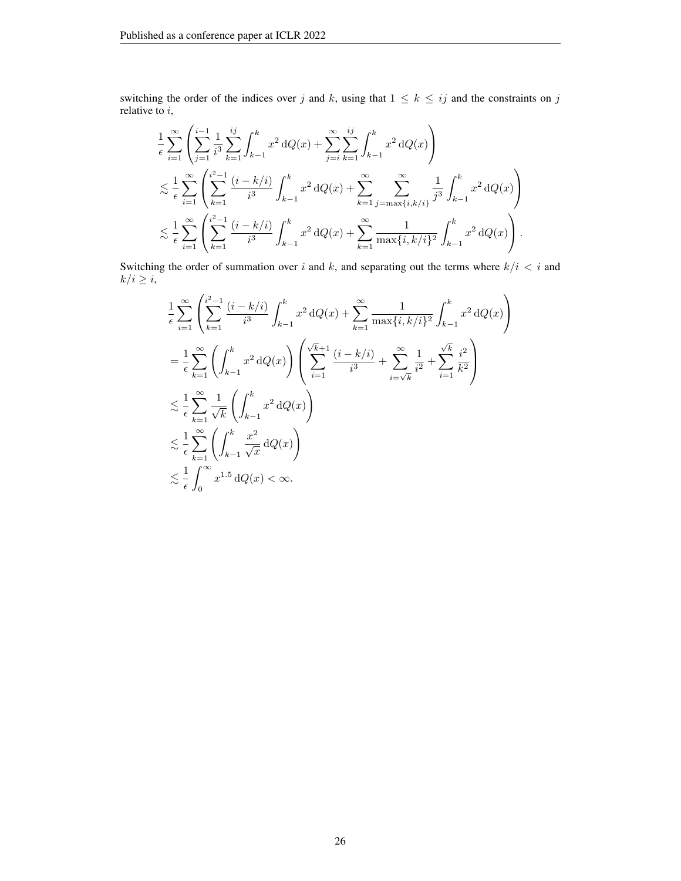switching the order of the indices over $j$ and $k$, using that $1 \leq k \leq ij$ and the constraints on $j$ relative to $i$,

$$
\begin{aligned}
&\frac{1}{\epsilon}\sum_{i=1}^{\infty}\left(\sum_{j=1}^{i-1}\frac{1}{i^3}\sum_{k=1}^{ij}\int_{k-1}^{k}x^2\,\mathrm{d}Q(x)+\sum_{j=i}^{\infty}\sum_{k=1}^{ij}\int_{k-1}^{k}x^2\,\mathrm{d}Q(x)\right)\\
&\lesssim \frac{1}{\epsilon}\sum_{i=1}^{\infty}\left(\sum_{k=1}^{i^2-1}\frac{(i-k/i)}{i^3}\int_{k-1}^{k}x^2\,\mathrm{d}Q(x)+\sum_{k=1}^{\infty}\sum_{j=\max\{i,k/i\}}^{\infty}\frac{1}{j^3}\int_{k-1}^{k}x^2\,\mathrm{d}Q(x)\right)\\
&\lesssim \frac{1}{\epsilon}\sum_{i=1}^{\infty}\left(\sum_{k=1}^{i^2-1}\frac{(i-k/i)}{i^3}\int_{k-1}^{k}x^2\,\mathrm{d}Q(x)+\sum_{k=1}^{\infty}\frac{1}{\max\{i,k/i\}^2}\int_{k-1}^{k}x^2\,\mathrm{d}Q(x)\right).
\end{aligned}
$$

Switching the order of summation over $i$ and $k$, and separating out the terms where $k/i < i$ and $k/i \geq i$,

$$
\begin{aligned}
&\frac{1}{\epsilon}\sum_{i=1}^{\infty}\left(\sum_{k=1}^{i^2-1}\frac{(i-k/i)}{i^3}\int_{k-1}^{k}x^2\,\mathrm{d}Q(x)+\sum_{k=1}^{\infty}\frac{1}{\max\{i,k/i\}^2}\int_{k-1}^{k}x^2\,\mathrm{d}Q(x)\right)\\
&=\frac{1}{\epsilon}\sum_{k=1}^{\infty}\left(\int_{k-1}^{k}x^2\,\mathrm{d}Q(x)\right)\left(\sum_{i=1}^{\sqrt{k}+1}\frac{(i-k/i)}{i^3}+\sum_{i=\sqrt{k}}^{\infty}\frac{1}{i^2}+\sum_{i=1}^{\sqrt{k}}\frac{i^2}{k^2}\right)\\
&\lesssim \frac{1}{\epsilon}\sum_{k=1}^{\infty}\frac{1}{\sqrt{k}}\left(\int_{k-1}^{k}x^2\,\mathrm{d}Q(x)\right)\\
&\lesssim \frac{1}{\epsilon}\sum_{k=1}^{\infty}\left(\int_{k-1}^{k}\frac{x^2}{\sqrt{x}}\,\mathrm{d}Q(x)\right)\\
&\lesssim \frac{1}{\epsilon}\int_{0}^{\infty}x^{1.5}\,\mathrm{d}Q(x)<\infty.
\end{aligned}
$$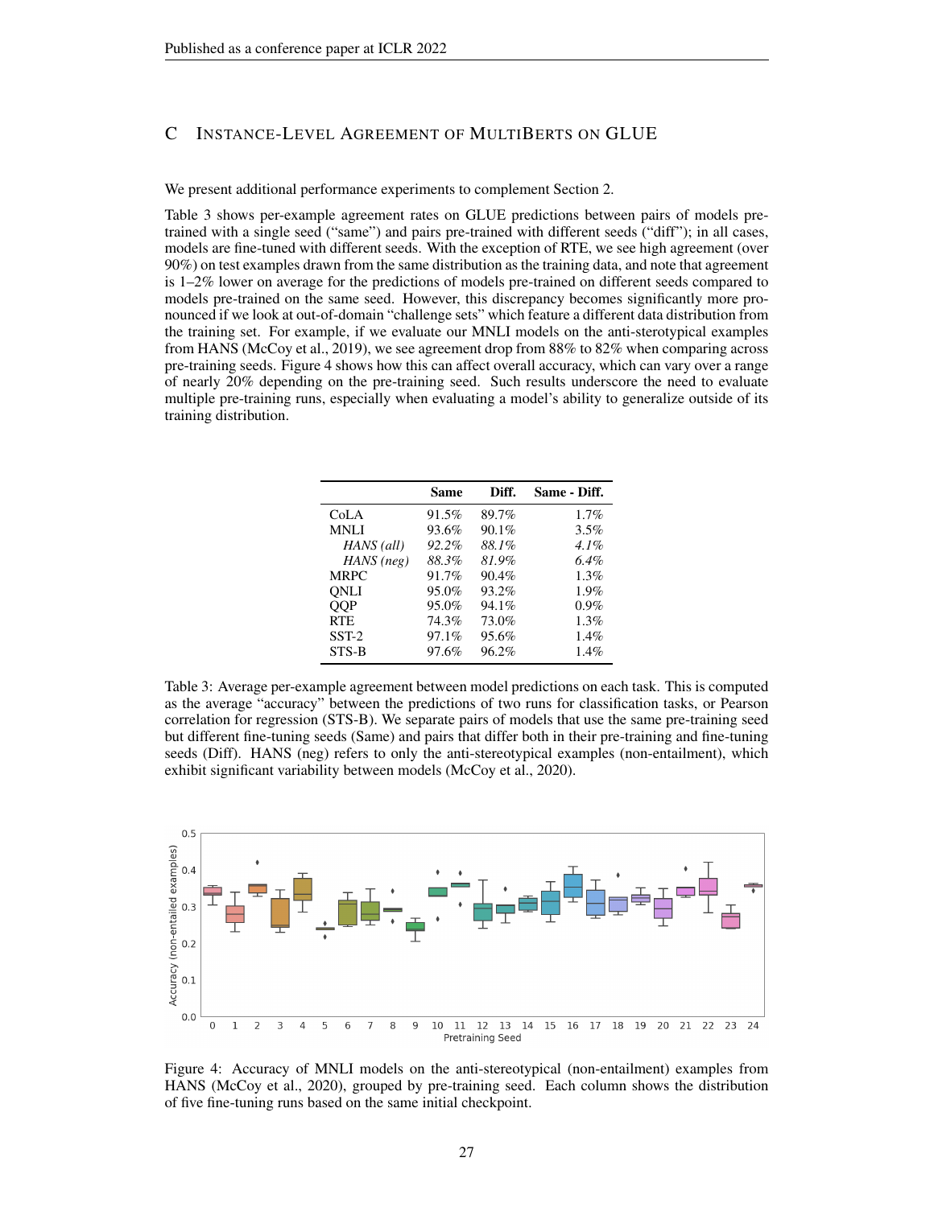## C Instance-Level Agreement of MultiBerts on GLUE

We present additional performance experiments to complement Section 2.

Table 3 shows per-example agreement rates on GLUE predictions between pairs of models pre-trained with a single seed ("same") and pairs pre-trained with different seeds ("diff"); in all cases, models are fine-tuned with different seeds. With the exception of RTE, we see high agreement (over 90%) on test examples drawn from the same distribution as the training data, and note that agreement is 1–2% lower on average for the predictions of models pre-trained on different seeds compared to models pre-trained on the same seed. However, this discrepancy becomes significantly more pronounced if we look at out-of-domain "challenge sets" which feature a different data distribution from the training set. For example, if we evaluate our MNLI models on the anti-sterotypical examples from HANS (McCoy et al., 2019), we see agreement drop from 88% to 82% when comparing across pre-training seeds. Figure 4 shows how this can affect overall accuracy, which can vary over a range of nearly 20% depending on the pre-training seed. Such results underscore the need to evaluate multiple pre-training runs, especially when evaluating a model's ability to generalize outside of its training distribution.

| | **Same** | **Diff.** | **Same - Diff.** |
|---|---|---|---|
| CoLA | 91.5% | 89.7% | 1.7% |
| MNLI | 93.6% | 90.1% | 3.5% |
| *HANS (all)* | *92.2%* | *88.1%* | *4.1%* |
| *HANS (neg)* | *88.3%* | *81.9%* | *6.4%* |
| MRPC | 91.7% | 90.4% | 1.3% |
| QNLI | 95.0% | 93.2% | 1.9% |
| QQP | 95.0% | 94.1% | 0.9% |
| RTE | 74.3% | 73.0% | 1.3% |
| SST-2 | 97.1% | 95.6% | 1.4% |
| STS-B | 97.6% | 96.2% | 1.4% |

Table 3: Average per-example agreement between model predictions on each task. This is computed as the average "accuracy" between the predictions of two runs for classification tasks, or Pearson correlation for regression (STS-B). We separate pairs of models that use the same pre-training seed but different fine-tuning seeds (Same) and pairs that differ both in their pre-training and fine-tuning seeds (Diff). HANS (neg) refers to only the anti-stereotypical examples (non-entailment), which exhibit significant variability between models (McCoy et al., 2020).

Figure 4: Accuracy of MNLI models on the anti-stereotypical (non-entailment) examples from HANS (McCoy et al., 2020), grouped by pre-training seed. Each column shows the distribution of five fine-tuning runs based on the same initial checkpoint.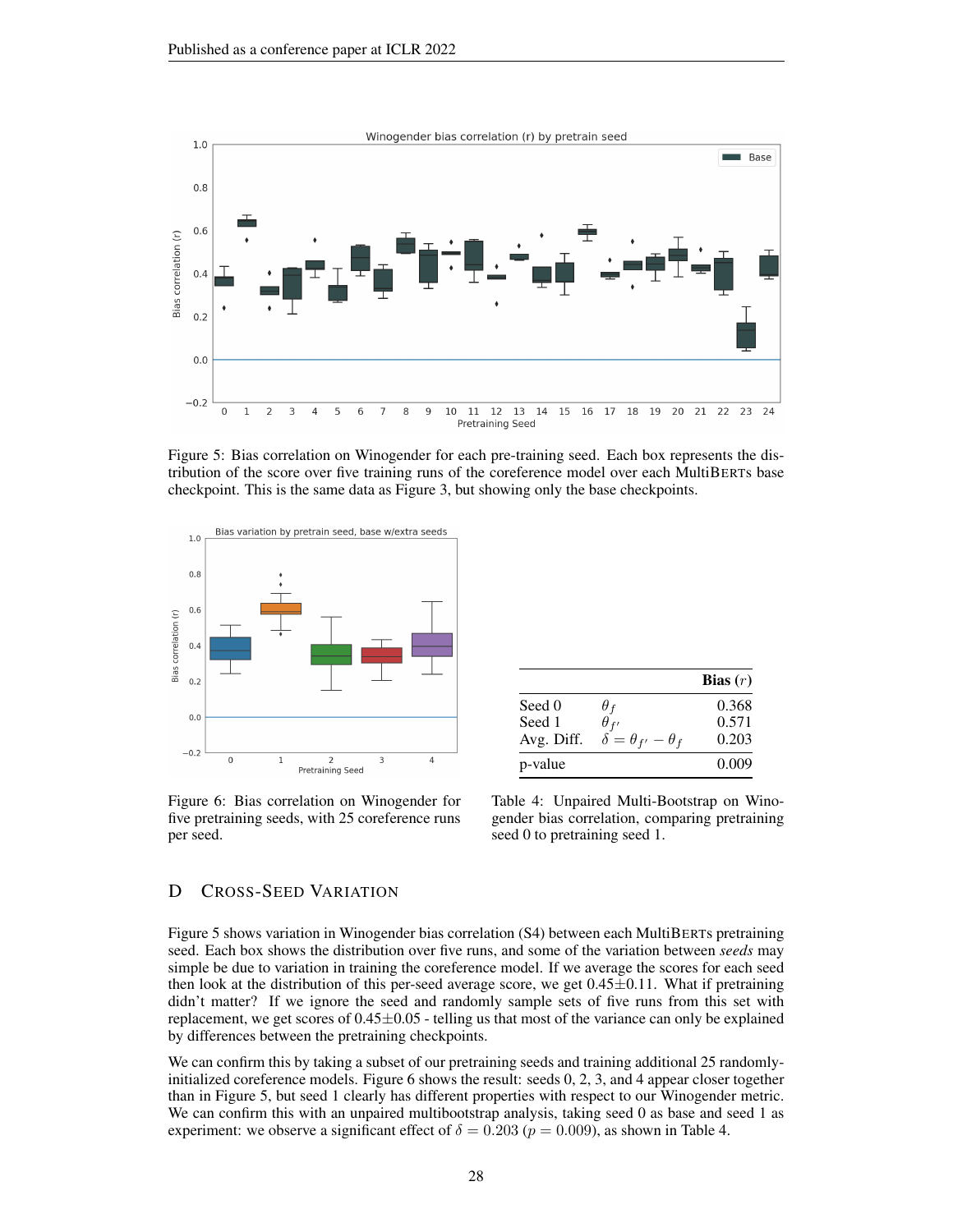Figure 5: Bias correlation on Winogender for each pre-training seed. Each box represents the distribution of the score over five training runs of the coreference model over each MultiBERTs base checkpoint. This is the same data as Figure 3, but showing only the base checkpoints.

Figure 6: Bias correlation on Winogender for five pretraining seeds, with 25 coreference runs per seed.

| | | **Bias ($r$)** |
|---|---|---|
| Seed 0 | $\theta_f$ | 0.368 |
| Seed 1 | $\theta_{f'}$ | 0.571 |
| Avg. Diff. | $\delta = \theta_{f'} - \theta_f$ | 0.203 |
| p-value | | 0.009 |

Table 4: Unpaired Multi-Bootstrap on Winogender bias correlation, comparing pretraining seed 0 to pretraining seed 1.

## D Cross-Seed Variation

Figure 5 shows variation in Winogender bias correlation (S4) between each MultiBERTs pretraining seed. Each box shows the distribution over five runs, and some of the variation between *seeds* may simple be due to variation in training the coreference model. If we average the scores for each seed then look at the distribution of this per-seed average score, we get $0.45 \pm 0.11$. What if pretraining didn't matter? If we ignore the seed and randomly sample sets of five runs from this set with replacement, we get scores of $0.45 \pm 0.05$ - telling us that most of the variance can only be explained by differences between the pretraining checkpoints.

We can confirm this by taking a subset of our pretraining seeds and training additional 25 randomly-initialized coreference models. Figure 6 shows the result: seeds 0, 2, 3, and 4 appear closer together than in Figure 5, but seed 1 clearly has different properties with respect to our Winogender metric. We can confirm this with an unpaired multibootstrap analysis, taking seed 0 as base and seed 1 as experiment: we observe a significant effect of $\delta = 0.203$ ($p = 0.009$), as shown in Table 4.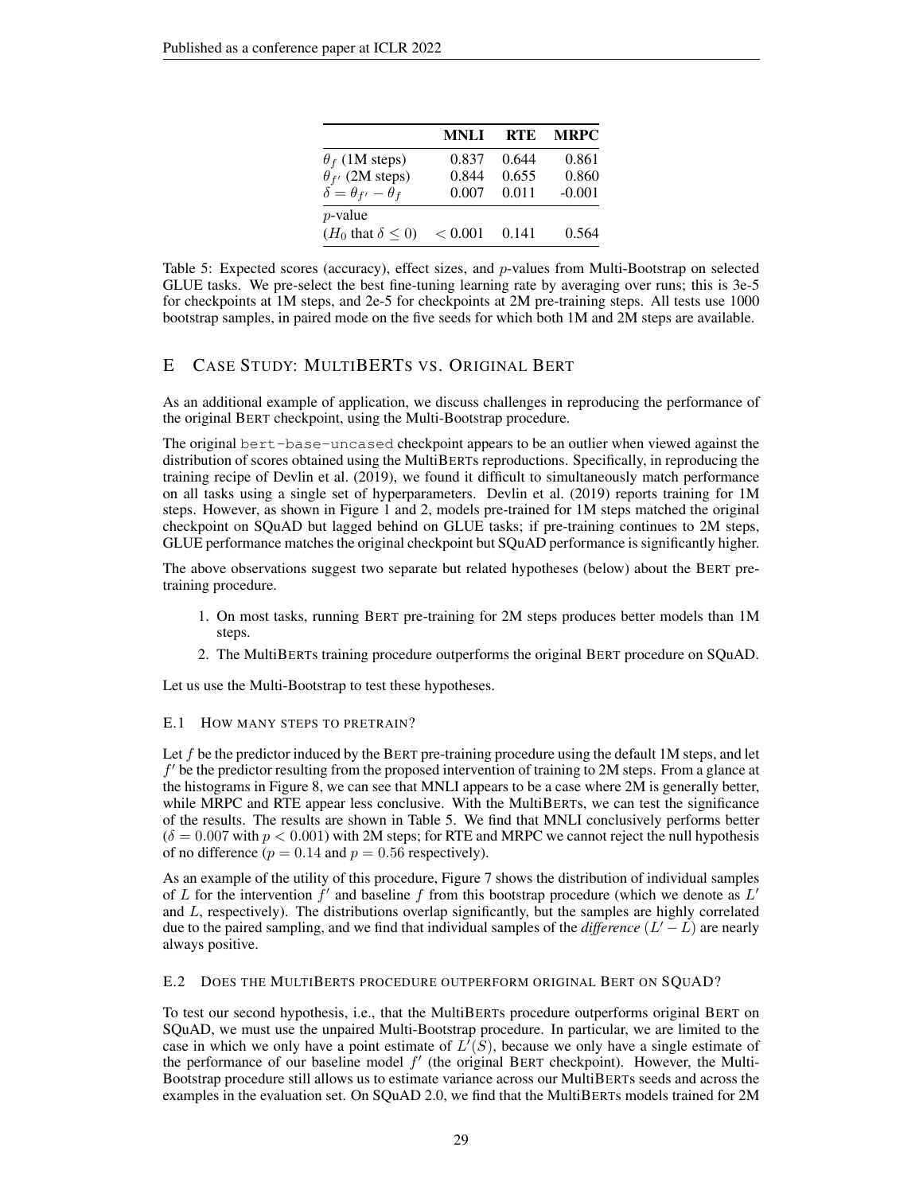| | MNLI | RTE | MRPC |
|---|---|---|---|
| $\theta_f$ (1M steps) | 0.837 | 0.644 | 0.861 |
| $\theta_{f'}$ (2M steps) | 0.844 | 0.655 | 0.860 |
| $\delta = \theta_{f'} - \theta_f$ | 0.007 | 0.011 | -0.001 |
| $p$-value ($H_0$ that $\delta \leq 0$) | $< 0.001$ | 0.141 | 0.564 |

Table 5: Expected scores (accuracy), effect sizes, and $p$-values from Multi-Bootstrap on selected GLUE tasks. We pre-select the best fine-tuning learning rate by averaging over runs; this is 3e-5 for checkpoints at 1M steps, and 2e-5 for checkpoints at 2M pre-training steps. All tests use 1000 bootstrap samples, in paired mode on the five seeds for which both 1M and 2M steps are available.

# E Case Study: MultiBERTs vs. Original Bert

As an additional example of application, we discuss challenges in reproducing the performance of the original BERT checkpoint, using the Multi-Bootstrap procedure.

The original `bert-base-uncased` checkpoint appears to be an outlier when viewed against the distribution of scores obtained using the MultiBERTs reproductions. Specifically, in reproducing the training recipe of Devlin et al. (2019), we found it difficult to simultaneously match performance on all tasks using a single set of hyperparameters. Devlin et al. (2019) reports training for 1M steps. However, as shown in Figure 1 and 2, models pre-trained for 1M steps matched the original checkpoint on SQuAD but lagged behind on GLUE tasks; if pre-training continues to 2M steps, GLUE performance matches the original checkpoint but SQuAD performance is significantly higher.

The above observations suggest two separate but related hypotheses (below) about the BERT pre-training procedure.

1. On most tasks, running BERT pre-training for 2M steps produces better models than 1M steps.
2. The MultiBERTs training procedure outperforms the original BERT procedure on SQuAD.

Let us use the Multi-Bootstrap to test these hypotheses.

## E.1 How many steps to pretrain?

Let $f$ be the predictor induced by the BERT pre-training procedure using the default 1M steps, and let $f'$ be the predictor resulting from the proposed intervention of training to 2M steps. From a glance at the histograms in Figure 8, we can see that MNLI appears to be a case where 2M is generally better, while MRPC and RTE appear less conclusive. With the MultiBERTs, we can test the significance of the results. The results are shown in Table 5. We find that MNLI conclusively performs better ($\delta = 0.007$ with $p < 0.001$) with 2M steps; for RTE and MRPC we cannot reject the null hypothesis of no difference ($p = 0.14$ and $p = 0.56$ respectively).

As an example of the utility of this procedure, Figure 7 shows the distribution of individual samples of $L$ for the intervention $f'$ and baseline $f$ from this bootstrap procedure (which we denote as $L'$ and $L$, respectively). The distributions overlap significantly, but the samples are highly correlated due to the paired sampling, and we find that individual samples of the *difference* $(L' - L)$ are nearly always positive.

## E.2 Does the MultiBERTs procedure outperform original Bert on SQuAD?

To test our second hypothesis, i.e., that the MultiBERTs procedure outperforms original BERT on SQuAD, we must use the unpaired Multi-Bootstrap procedure. In particular, we are limited to the case in which we only have a point estimate of $L'(S)$, because we only have a single estimate of the performance of our baseline model $f'$ (the original BERT checkpoint). However, the Multi-Bootstrap procedure still allows us to estimate variance across our MultiBERTs seeds and across the examples in the evaluation set. On SQuAD 2.0, we find that the MultiBERTs models trained for 2M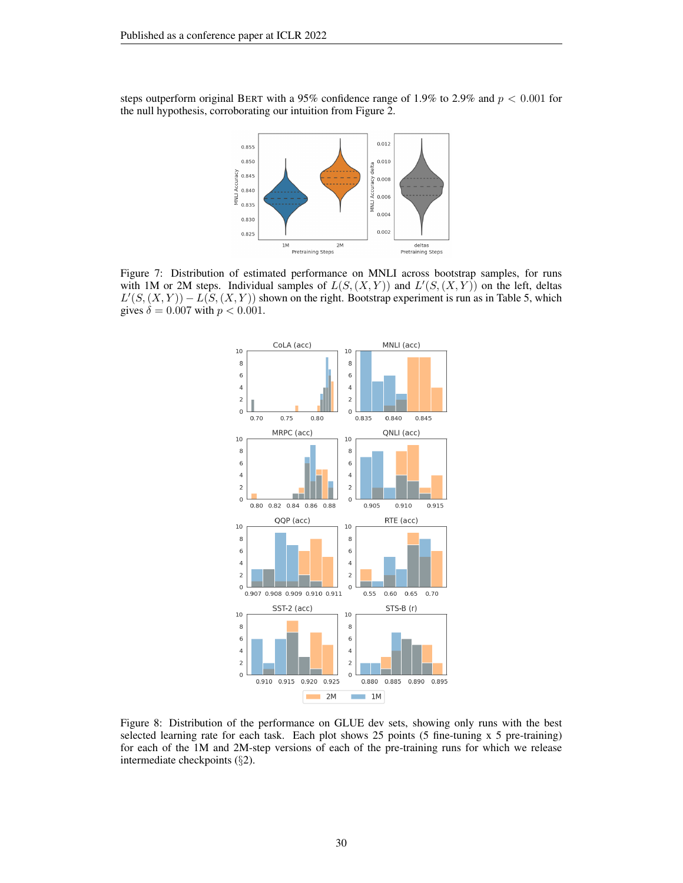steps outperform original BERT with a 95% confidence range of 1.9% to 2.9% and $p < 0.001$ for the null hypothesis, corroborating our intuition from Figure 2.

0.855
0.850
0.845
0.840
0.835
0.830
0.825
MNLI Accuracy
1M
2M
Pretraining Steps

0.012
0.010
0.008
0.006
0.004
0.002
MNLI Accuracy delta
deltas
Pretraining Steps

Figure 7: Distribution of estimated performance on MNLI across bootstrap samples, for runs with 1M or 2M steps. Individual samples of $L(S,(X,Y))$ and $L'(S,(X,Y))$ on the left, deltas $L'(S,(X,Y)) - L(S,(X,Y))$ shown on the right. Bootstrap experiment is run as in Table 5, which gives $\bar{\delta} = 0.007$ with $p < 0.001$.

CoLA (acc)
MNLI (acc)
MRPC (acc)
QNLI (acc)
QQP (acc)
RTE (acc)
SST-2 (acc)
STS-B (r)
2M
1M

Figure 8: Distribution of the performance on GLUE dev sets, showing only runs with the best selected learning rate for each task. Each plot shows 25 points (5 fine-tuning x 5 pre-training) for each of the 1M and 2M-step versions of each of the pre-training runs for which we release intermediate checkpoints (§2).